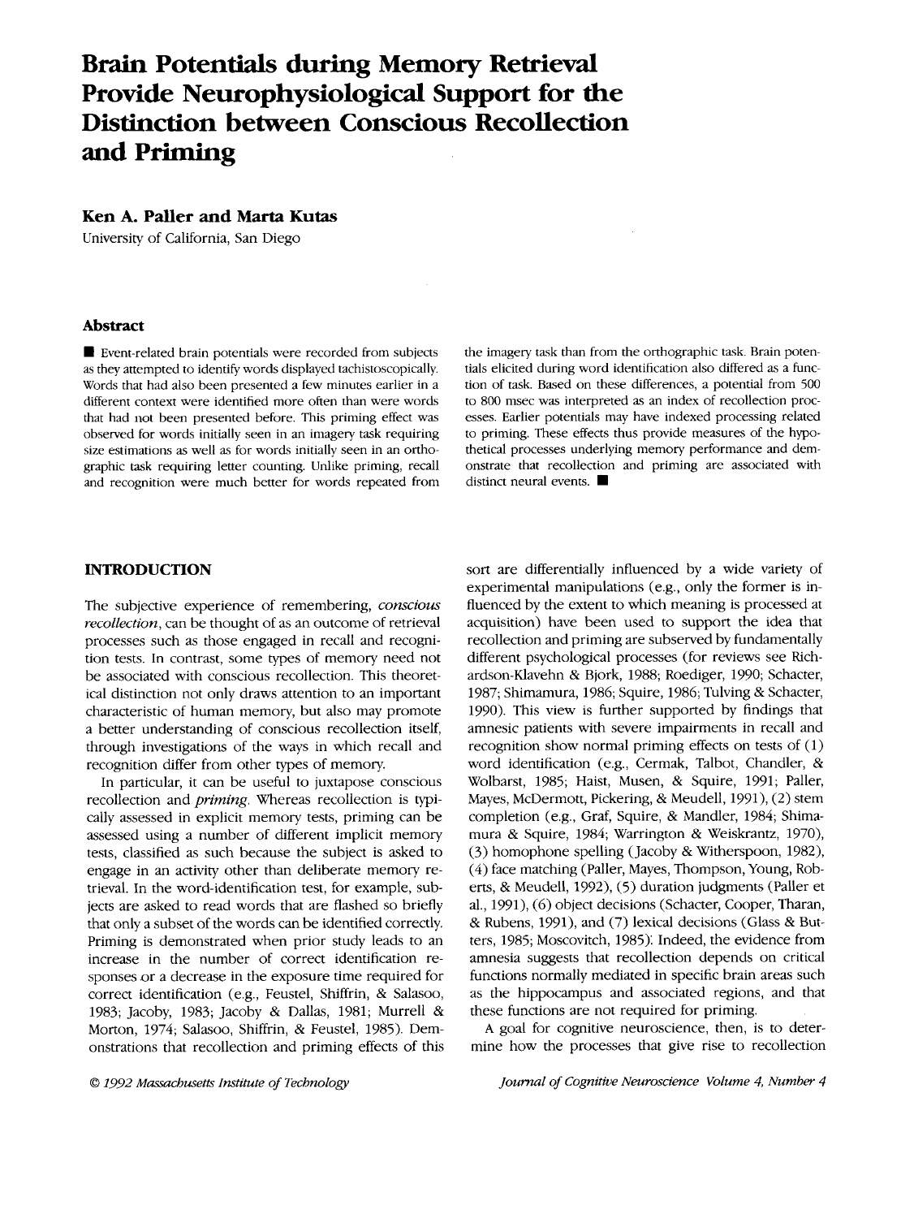# Brain Potentials during Memory Retrieval Provide Neurophysiological Support for the Distinction between Conscious Recollection and Priming

**Ken A. Paller and Marta Kutas**

University of California, San Diego

## Abstract

■ Event-related brain potentials were recorded from subjects as they attempted to identify words displayed tachistoscopically. Words that had also been presented a few minutes earlier in a different context were identified more often than were words that had not been presented before. This priming effect was observed for words initially seen in an imagery task requiring size estimations as well as for words initially seen in an orthographic task requiring letter counting. Unlike priming, recall and recognition were much better for words repeated from the imagery task than from the orthographic task. Brain potentials elicited during word identification also differed as a function of task. Based on these differences, a potential from 500 to 800 msec was interpreted as an index of recollection processes. Earlier potentials may have indexed processing related to priming. These effects thus provide measures of the hypothetical processes underlying memory performance and demonstrate that recollection and priming are associated with distinct neural events. ■

## INTRODUCTION

The subjective experience of remembering, *conscious recollection*, can be thought of as an outcome of retrieval processes such as those engaged in recall and recognition tests. In contrast, some types of memory need not be associated with conscious recollection. This theoretical distinction not only draws attention to an important characteristic of human memory, but also may promote a better understanding of conscious recollection itself, through investigations of the ways in which recall and recognition differ from other types of memory.

In particular, it can be useful to juxtapose conscious recollection and *priming*. Whereas recollection is typically assessed in explicit memory tests, priming can be assessed using a number of different implicit memory tests, classified as such because the subject is asked to engage in an activity other than deliberate memory retrieval. In the word-identification test, for example, subjects are asked to read words that are flashed so briefly that only a subset of the words can be identified correctly. Priming is demonstrated when prior study leads to an increase in the number of correct identification responses or a decrease in the exposure time required for correct identification (e.g., Feustel, Shiffrin, & Salasoo, 1983; Jacoby, 1983; Jacoby & Dallas, 1981; Murrell & Morton, 1974; Salasoo, Shiffrin, & Feustel, 1985). Demonstrations that recollection and priming effects of this sort are differentially influenced by a wide variety of experimental manipulations (e.g., only the former is influenced by the extent to which meaning is processed at acquisition) have been used to support the idea that recollection and priming are subserved by fundamentally different psychological processes (for reviews see Richardson-Klavehn & Bjork, 1988; Roediger, 1990; Schacter, 1987; Shimamura, 1986; Squire, 1986; Tulving & Schacter, 1990). This view is further supported by findings that amnesic patients with severe impairments in recall and recognition show normal priming effects on tests of (1) word identification (e.g., Cermak, Talbot, Chandler, & Wolbarst, 1985; Haist, Musen, & Squire, 1991; Paller, Mayes, McDermott, Pickering, & Meudell, 1991), (2) stem completion (e.g., Graf, Squire, & Mandler, 1984; Shimamura & Squire, 1984; Warrington & Weiskrantz, 1970), (3) homophone spelling (Jacoby & Witherspoon, 1982), (4) face matching (Paller, Mayes, Thompson, Young, Roberts, & Meudell, 1992), (5) duration judgments (Paller et al., 1991), (6) object decisions (Schacter, Cooper, Tharan, & Rubens, 1991), and (7) lexical decisions (Glass & Butters, 1985; Moscovitch, 1985). Indeed, the evidence from amnesia suggests that recollection depends on critical functions normally mediated in specific brain areas such as the hippocampus and associated regions, and that these functions are not required for priming.

A goal for cognitive neuroscience, then, is to determine how the processes that give rise to recollection

© 1992 Massachusetts Institute of Technology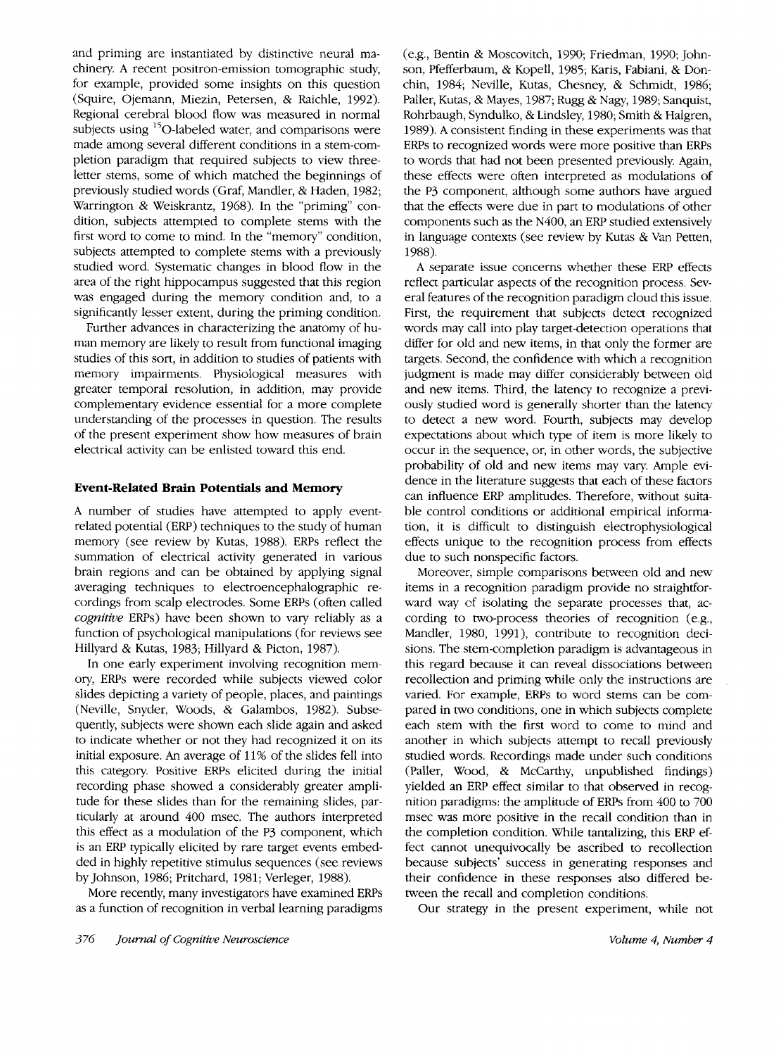and priming are instantiated by distinctive neural machinery. A recent positron-emission tomographic study, for example, provided some insights on this question (Squire, Ojemann, Miezin, Petersen, & Raichle, 1992). Regional cerebral blood flow was measured in normal subjects using $^{15}O$-labeled water, and comparisons were made among several different conditions in a stem-completion paradigm that required subjects to view three-letter stems, some of which matched the beginnings of previously studied words (Graf, Mandler, & Haden, 1982; Warrington & Weiskrantz, 1968). In the "priming" condition, subjects attempted to complete stems with the first word to come to mind. In the "memory" condition, subjects attempted to complete stems with a previously studied word. Systematic changes in blood flow in the area of the right hippocampus suggested that this region was engaged during the memory condition and, to a significantly lesser extent, during the priming condition.

Further advances in characterizing the anatomy of human memory are likely to result from functional imaging studies of this sort, in addition to studies of patients with memory impairments. Physiological measures with greater temporal resolution, in addition, may provide complementary evidence essential for a more complete understanding of the processes in question. The results of the present experiment show how measures of brain electrical activity can be enlisted toward this end.

## Event-Related Brain Potentials and Memory

A number of studies have attempted to apply event-related potential (ERP) techniques to the study of human memory (see review by Kutas, 1988). ERPs reflect the summation of electrical activity generated in various brain regions and can be obtained by applying signal averaging techniques to electroencephalographic recordings from scalp electrodes. Some ERPs (often called *cognitive* ERPs) have been shown to vary reliably as a function of psychological manipulations (for reviews see Hillyard & Kutas, 1983; Hillyard & Picton, 1987).

In one early experiment involving recognition memory, ERPs were recorded while subjects viewed color slides depicting a variety of people, places, and paintings (Neville, Snyder, Woods, & Galambos, 1982). Subsequently, subjects were shown each slide again and asked to indicate whether or not they had recognized it on its initial exposure. An average of 11% of the slides fell into this category. Positive ERPs elicited during the initial recording phase showed a considerably greater amplitude for these slides than for the remaining slides, particularly at around 400 msec. The authors interpreted this effect as a modulation of the P3 component, which is an ERP typically elicited by rare target events embedded in highly repetitive stimulus sequences (see reviews by Johnson, 1986; Pritchard, 1981; Verleger, 1988).

More recently, many investigators have examined ERPs as a function of recognition in verbal learning paradigms (e.g., Bentin & Moscovitch, 1990; Friedman, 1990; Johnson, Pfefferbaum, & Kopell, 1985; Karis, Fabiani, & Donchin, 1984; Neville, Kutas, Chesney, & Schmidt, 1986; Paller, Kutas, & Mayes, 1987; Rugg & Nagy, 1989; Sanquist, Rohrbaugh, Syndulko, & Lindsley, 1980; Smith & Halgren, 1989). A consistent finding in these experiments was that ERPs to recognized words were more positive than ERPs to words that had not been presented previously. Again, these effects were often interpreted as modulations of the P3 component, although some authors have argued that the effects were due in part to modulations of other components such as the N400, an ERP studied extensively in language contexts (see review by Kutas & Van Petten, 1988).

A separate issue concerns whether these ERP effects reflect particular aspects of the recognition process. Several features of the recognition paradigm cloud this issue. First, the requirement that subjects detect recognized words may call into play target-detection operations that differ for old and new items, in that only the former are targets. Second, the confidence with which a recognition judgment is made may differ considerably between old and new items. Third, the latency to recognize a previously studied word is generally shorter than the latency to detect a new word. Fourth, subjects may develop expectations about which type of item is more likely to occur in the sequence, or, in other words, the subjective probability of old and new items may vary. Ample evidence in the literature suggests that each of these factors can influence ERP amplitudes. Therefore, without suitable control conditions or additional empirical information, it is difficult to distinguish electrophysiological effects unique to the recognition process from effects due to such nonspecific factors.

Moreover, simple comparisons between old and new items in a recognition paradigm provide no straightforward way of isolating the separate processes that, according to two-process theories of recognition (e.g., Mandler, 1980, 1991), contribute to recognition decisions. The stem-completion paradigm is advantageous in this regard because it can reveal dissociations between recollection and priming while only the instructions are varied. For example, ERPs to word stems can be compared in two conditions, one in which subjects complete each stem with the first word to come to mind and another in which subjects attempt to recall previously studied words. Recordings made under such conditions (Paller, Wood, & McCarthy, unpublished findings) yielded an ERP effect similar to that observed in recognition paradigms: the amplitude of ERPs from 400 to 700 msec was more positive in the recall condition than in the completion condition. While tantalizing, this ERP effect cannot unequivocally be ascribed to recollection because subjects' success in generating responses and their confidence in these responses also differed between the recall and completion conditions.

Our strategy in the present experiment, while not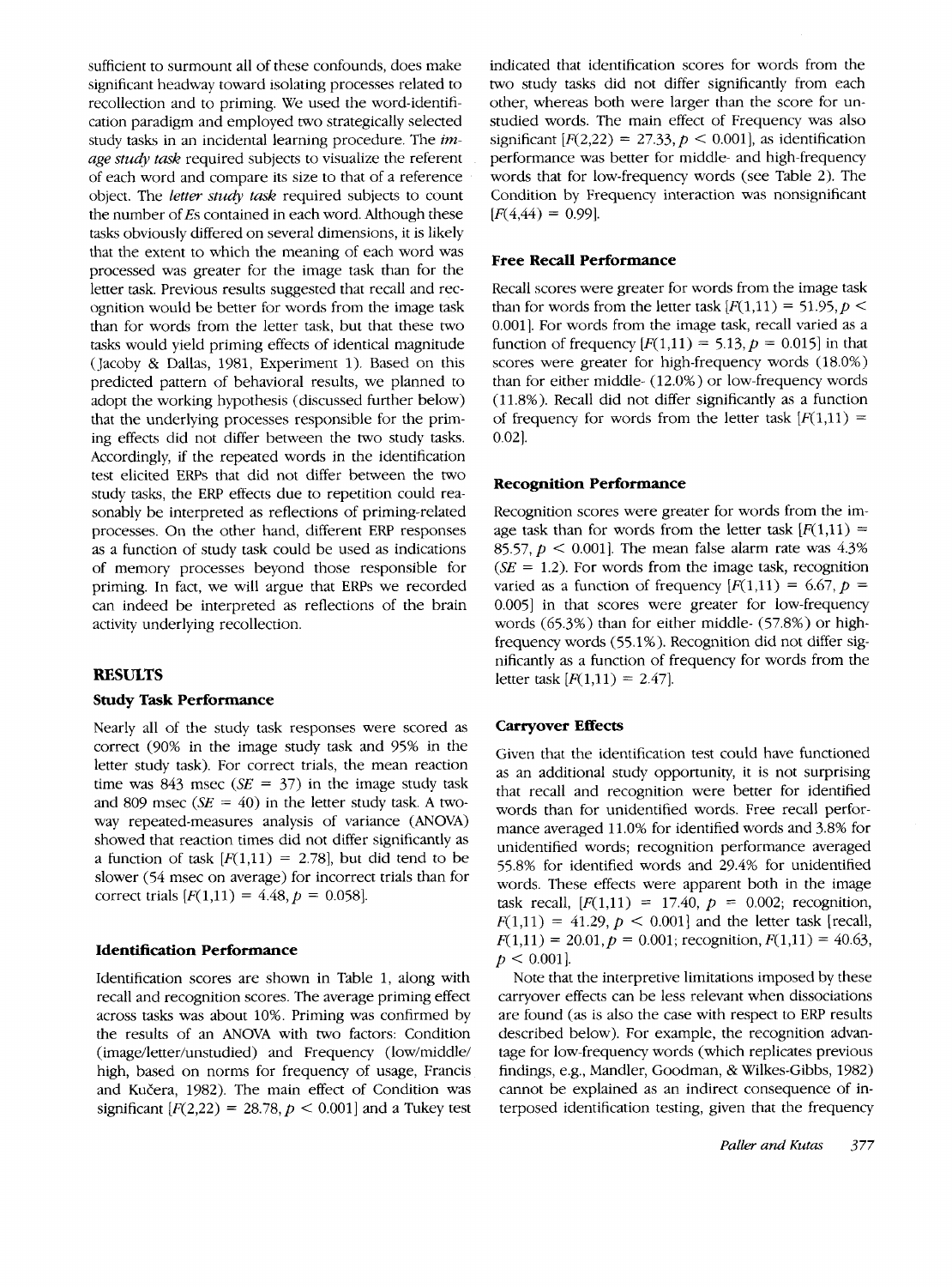sufficient to surmount all of these confounds, does make significant headway toward isolating processes related to recollection and to priming. We used the word-identification paradigm and employed two strategically selected study tasks in an incidental learning procedure. The *image study task* required subjects to visualize the referent of each word and compare its size to that of a reference object. The *letter study task* required subjects to count the number of *E*s contained in each word. Although these tasks obviously differed on several dimensions, it is likely that the extent to which the meaning of each word was processed was greater for the image task than for the letter task. Previous results suggested that recall and recognition would be better for words from the image task than for words from the letter task, but that these two tasks would yield priming effects of identical magnitude (Jacoby & Dallas, 1981, Experiment 1). Based on this predicted pattern of behavioral results, we planned to adopt the working hypothesis (discussed further below) that the underlying processes responsible for the priming effects did not differ between the two study tasks. Accordingly, if the repeated words in the identification test elicited ERPs that did not differ between the two study tasks, the ERP effects due to repetition could reasonably be interpreted as reflections of priming-related processes. On the other hand, different ERP responses as a function of study task could be used as indications of memory processes beyond those responsible for priming. In fact, we will argue that ERPs we recorded can indeed be interpreted as reflections of the brain activity underlying recollection.

## RESULTS

### Study Task Performance

Nearly all of the study task responses were scored as correct (90% in the image study task and 95% in the letter study task). For correct trials, the mean reaction time was 843 msec ($SE = 37$) in the image study task and 809 msec ($SE = 40$) in the letter study task. A two-way repeated-measures analysis of variance (ANOVA) showed that reaction times did not differ significantly as a function of task [$F(1,11) = 2.78$], but did tend to be slower (54 msec on average) for incorrect trials than for correct trials [$F(1,11) = 4.48, p = 0.058$].

### Identification Performance

Identification scores are shown in Table 1, along with recall and recognition scores. The average priming effect across tasks was about 10%. Priming was confirmed by the results of an ANOVA with two factors: Condition (image/letter/unstudied) and Frequency (low/middle/high, based on norms for frequency of usage, Francis and Kučera, 1982). The main effect of Condition was significant [$F(2,22) = 28.78, p < 0.001$] and a Tukey test indicated that identification scores for words from the two study tasks did not differ significantly from each other, whereas both were larger than the score for unstudied words. The main effect of Frequency was also significant [$F(2,22) = 27.33, p < 0.001$], as identification performance was better for middle- and high-frequency words that for low-frequency words (see Table 2). The Condition by Frequency interaction was nonsignificant [$F(4,44) = 0.99$].

### Free Recall Performance

Recall scores were greater for words from the image task than for words from the letter task [$F(1,11) = 51.95, p < 0.001$]. For words from the image task, recall varied as a function of frequency [$F(1,11) = 5.13, p = 0.015$] in that scores were greater for high-frequency words (18.0%) than for either middle- (12.0%) or low-frequency words (11.8%). Recall did not differ significantly as a function of frequency for words from the letter task [$F(1,11) = 0.02$].

### Recognition Performance

Recognition scores were greater for words from the image task than for words from the letter task [$F(1,11) = 85.57, p < 0.001$]. The mean false alarm rate was 4.3% ($SE = 1.2$). For words from the image task, recognition varied as a function of frequency [$F(1,11) = 6.67, p = 0.005$] in that scores were greater for low-frequency words (65.3%) than for either middle- (57.8%) or high-frequency words (55.1%). Recognition did not differ significantly as a function of frequency for words from the letter task [$F(1,11) = 2.47$].

### Carryover Effects

Given that the identification test could have functioned as an additional study opportunity, it is not surprising that recall and recognition were better for identified words than for unidentified words. Free recall performance averaged 11.0% for identified words and 3.8% for unidentified words; recognition performance averaged 55.8% for identified words and 29.4% for unidentified words. These effects were apparent both in the image task recall, [$F(1,11) = 17.40, p = 0.002$; recognition, $F(1,11) = 41.29, p < 0.001$] and the letter task [recall, $F(1,11) = 20.01, p = 0.001$; recognition, $F(1,11) = 40.63, p < 0.001$].

Note that the interpretive limitations imposed by these carryover effects can be less relevant when dissociations are found (as is also the case with respect to ERP results described below). For example, the recognition advantage for low-frequency words (which replicates previous findings, e.g., Mandler, Goodman, & Wilkes-Gibbs, 1982) cannot be explained as an indirect consequence of interposed identification testing, given that the frequency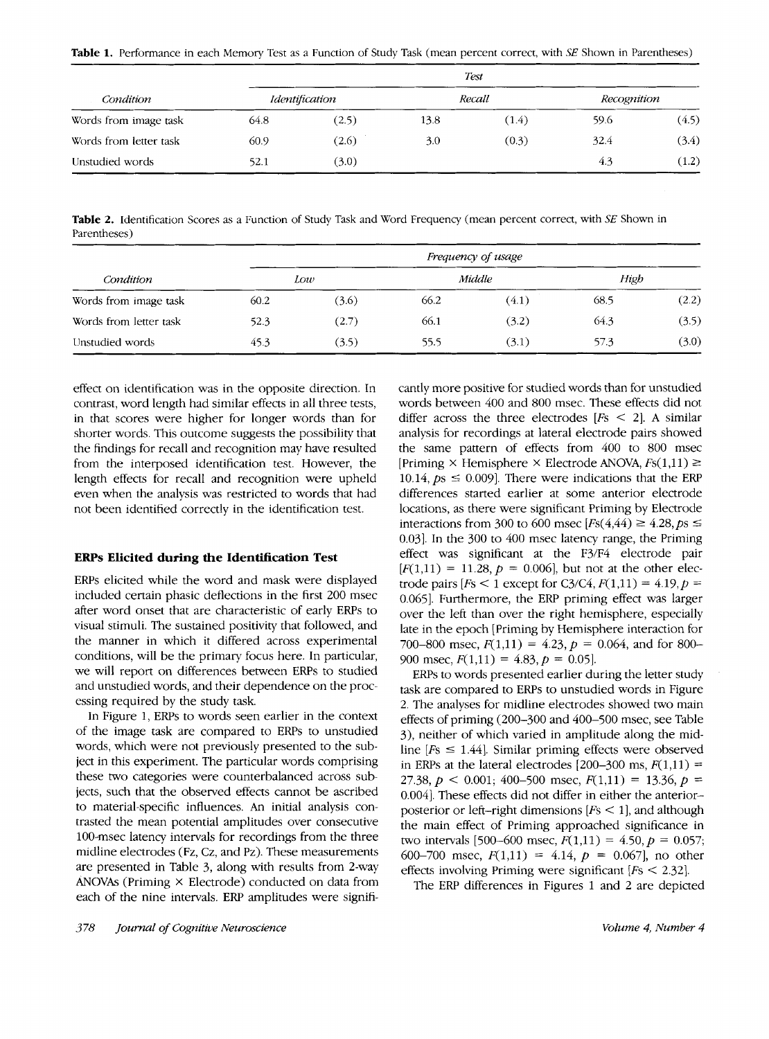**Table 1.** Performance in each Memory Test as a Function of Study Task (mean percent correct, with *SE* Shown in Parentheses)

| Condition | *Test* | | | | | |
|---|---|---|---|---|---|---|
| | *Identification* | | *Recall* | | *Recognition* | |
| Words from image task | 64.8 | (2.5) | 13.8 | (1.4) | 59.6 | (4.5) |
| Words from letter task | 60.9 | (2.6) | 3.0 | (0.3) | 32.4 | (3.4) |
| Unstudied words | 52.1 | (3.0) | | | 4.3 | (1.2) |

**Table 2.** Identification Scores as a Function of Study Task and Word Frequency (mean percent correct, with *SE* Shown in Parentheses)

| Condition | *Frequency of usage* | | | | | |
|---|---|---|---|---|---|---|
| | *Low* | | *Middle* | | *High* | |
| Words from image task | 60.2 | (3.6) | 66.2 | (4.1) | 68.5 | (2.2) |
| Words from letter task | 52.3 | (2.7) | 66.1 | (3.2) | 64.3 | (3.5) |
| Unstudied words | 45.3 | (3.5) | 55.5 | (3.1) | 57.3 | (3.0) |

effect on identification was in the opposite direction. In contrast, word length had similar effects in all three tests, in that scores were higher for longer words than for shorter words. This outcome suggests the possibility that the findings for recall and recognition may have resulted from the interposed identification test. However, the length effects for recall and recognition were upheld even when the analysis was restricted to words that had not been identified correctly in the identification test.

## ERPs Elicited during the Identification Test

ERPs elicited while the word and mask were displayed included certain phasic deflections in the first 200 msec after word onset that are characteristic of early ERPs to visual stimuli. The sustained positivity that followed, and the manner in which it differed across experimental conditions, will be the primary focus here. In particular, we will report on differences between ERPs to studied and unstudied words, and their dependence on the processing required by the study task.

In Figure 1, ERPs to words seen earlier in the context of the image task are compared to ERPs to unstudied words, which were not previously presented to the subject in this experiment. The particular words comprising these two categories were counterbalanced across subjects, such that the observed effects cannot be ascribed to material-specific influences. An initial analysis contrasted the mean potential amplitudes over consecutive 100-msec latency intervals for recordings from the three midline electrodes (Fz, Cz, and Pz). These measurements are presented in Table 3, along with results from 2-way ANOVAs (Priming × Electrode) conducted on data from each of the nine intervals. ERP amplitudes were significantly more positive for studied words than for unstudied words between 400 and 800 msec. These effects did not differ across the three electrodes [$Fs < 2$]. A similar analysis for recordings at lateral electrode pairs showed the same pattern of effects from 400 to 800 msec [Priming × Hemisphere × Electrode ANOVA, $Fs(1,11) \geq 10.14$, $ps \leq 0.009$]. There were indications that the ERP differences started earlier at some anterior electrode locations, as there were significant Priming by Electrode interactions from 300 to 600 msec [$Fs(4,44) \geq 4.28$, $ps \leq 0.03$]. In the 300 to 400 msec latency range, the Priming effect was significant at the F3/F4 electrode pair [$F(1,11) = 11.28$, $p = 0.006$], but not at the other electrode pairs [$Fs < 1$ except for C3/C4, $F(1,11) = 4.19$, $p = 0.065$]. Furthermore, the ERP priming effect was larger over the left than over the right hemisphere, especially late in the epoch [Priming by Hemisphere interaction for 700–800 msec, $F(1,11) = 4.23$, $p = 0.064$, and for 800–900 msec, $F(1,11) = 4.83$, $p = 0.05$].

ERPs to words presented earlier during the letter study task are compared to ERPs to unstudied words in Figure 2. The analyses for midline electrodes showed two main effects of priming (200–300 and 400–500 msec, see Table 3), neither of which varied in amplitude along the midline [$Fs \leq 1.44$]. Similar priming effects were observed in ERPs at the lateral electrodes [200–300 ms, $F(1,11) = 27.38$, $p < 0.001$; 400–500 msec, $F(1,11) = 13.36$, $p = 0.004$]. These effects did not differ in either the anterior–posterior or left–right dimensions [$Fs < 1$], and although the main effect of Priming approached significance in two intervals [500–600 msec, $F(1,11) = 4.50$, $p = 0.057$; 600–700 msec, $F(1,11) = 4.14$, $p = 0.067$], no other effects involving Priming were significant [$Fs < 2.32$].

The ERP differences in Figures 1 and 2 are depicted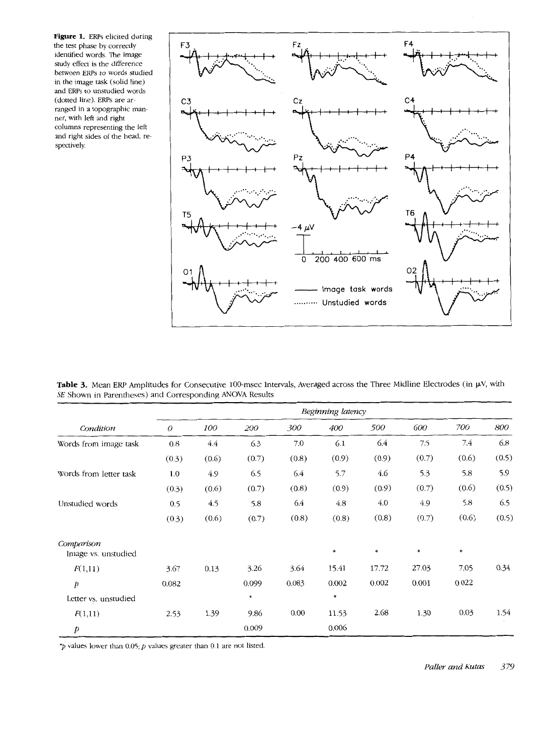**Figure 1.** ERPs elicited during the test phase by correctly identified words. The image study effect is the difference between ERPs to words studied in the image task (solid line) and ERPs to unstudied words (dotted line). ERPs are arranged in a topographic manner, with left and right columns representing the left and right sides of the head, respectively.

**Table 3.** Mean ERP Amplitudes for Consecutive 100-msec Intervals, Averaged across the Three Midline Electrodes (in μV, with *SE* Shown in Parentheses) and Corresponding ANOVA Results

| | *Beginning latency* | | | | | | | | |
|---|---|---|---|---|---|---|---|---|---|
| *Condition* | *0* | *100* | *200* | *300* | *400* | *500* | *600* | *700* | *800* |
| Words from image task | 0.8 | 4.4 | 6.3 | 7.0 | 6.1 | 6.4 | 7.5 | 7.4 | 6.8 |
| | (0.3) | (0.6) | (0.7) | (0.8) | (0.9) | (0.9) | (0.7) | (0.6) | (0.5) |
| Words from letter task | 1.0 | 4.9 | 6.5 | 6.4 | 5.7 | 4.6 | 5.3 | 5.8 | 5.9 |
| | (0.3) | (0.6) | (0.7) | (0.8) | (0.9) | (0.9) | (0.7) | (0.6) | (0.5) |
| Unstudied words | 0.5 | 4.5 | 5.8 | 6.4 | 4.8 | 4.0 | 4.9 | 5.8 | 6.5 |
| | (0.3) | (0.6) | (0.7) | (0.8) | (0.8) | (0.8) | (0.7) | (0.6) | (0.5) |
| *Comparison* | | | | | | | | | |
| Image vs. unstudied | | | | | * | * | * | * | |
| $F(1,11)$ | 3.67 | 0.13 | 3.26 | 3.64 | 15.41 | 17.72 | 27.03 | 7.05 | 0.34 |
| $p$ | 0.082 | | 0.099 | 0.083 | 0.002 | 0.002 | 0.001 | 0.022 | |
| Letter vs. unstudied | | | * | | * | | | | |
| $F(1,11)$ | 2.53 | 1.39 | 9.86 | 0.00 | 11.53 | 2.68 | 1.30 | 0.03 | 1.54 |
| $p$ | | | 0.009 | | 0.006 | | | | |

*$p$ values lower than 0.05; $p$ values greater than 0.1 are not listed.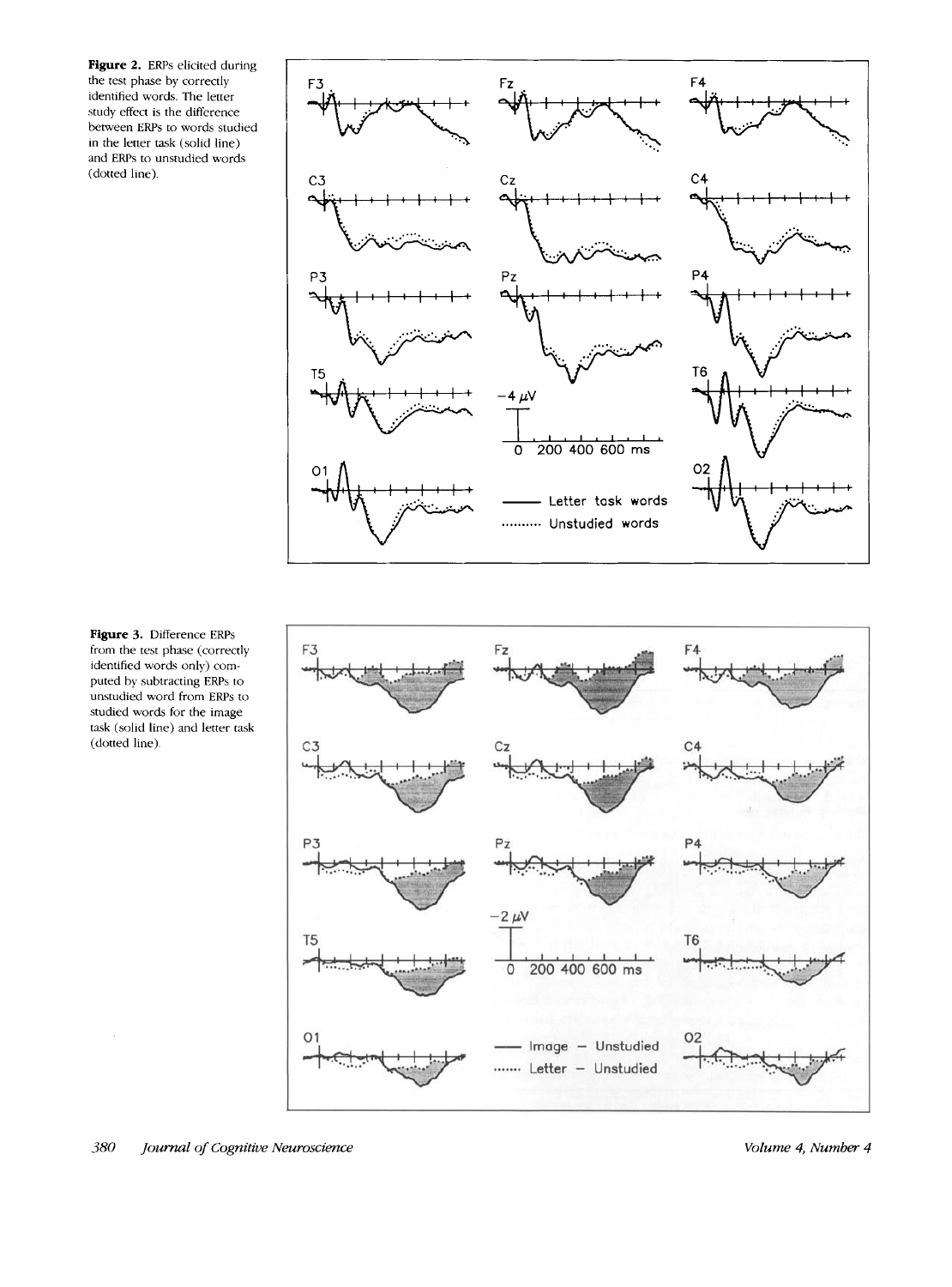**Figure 2.** ERPs elicited during the test phase by correctly identified words. The letter study effect is the difference between ERPs to words studied in the letter task (solid line) and ERPs to unstudied words (dotted line).

**Figure 3.** Difference ERPs from the test phase (correctly identified words only) computed by subtracting ERPs to unstudied word from ERPs to studied words for the image task (solid line) and letter task (dotted line).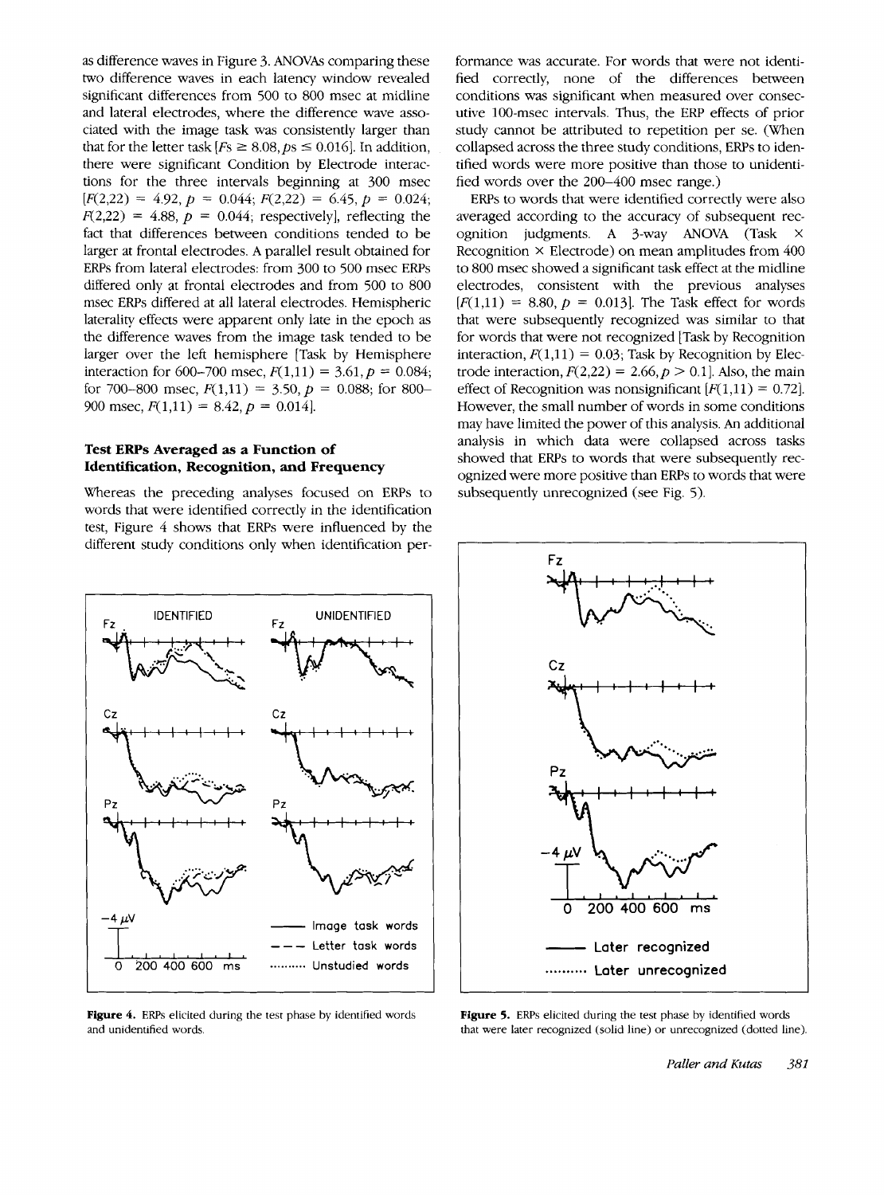as difference waves in Figure 3. ANOVAs comparing these two difference waves in each latency window revealed significant differences from 500 to 800 msec at midline and lateral electrodes, where the difference wave associated with the image task was consistently larger than that for the letter task [$Fs \geq 8.08, ps \leq 0.016$]. In addition, there were significant Condition by Electrode interactions for the three intervals beginning at 300 msec [$F(2,22) = 4.92, p = 0.044$; $F(2,22) = 6.45, p = 0.024$; $F(2,22) = 4.88, p = 0.044$; respectively], reflecting the fact that differences between conditions tended to be larger at frontal electrodes. A parallel result obtained for ERPs from lateral electrodes: from 300 to 500 msec ERPs differed only at frontal electrodes and from 500 to 800 msec ERPs differed at all lateral electrodes. Hemispheric laterality effects were apparent only late in the epoch as the difference waves from the image task tended to be larger over the left hemisphere [Task by Hemisphere interaction for 600–700 msec, $F(1,11) = 3.61, p = 0.084$; for 700–800 msec, $F(1,11) = 3.50, p = 0.088$; for 800–900 msec, $F(1,11) = 8.42, p = 0.014$].

### Test ERPs Averaged as a Function of Identification, Recognition, and Frequency

Whereas the preceding analyses focused on ERPs to words that were identified correctly in the identification test, Figure 4 shows that ERPs were influenced by the different study conditions only when identification performance was accurate. For words that were not identified correctly, none of the differences between conditions was significant when measured over consecutive 100-msec intervals. Thus, the ERP effects of prior study cannot be attributed to repetition per se. (When collapsed across the three study conditions, ERPs to identified words were more positive than those to unidentified words over the 200–400 msec range.)

ERPs to words that were identified correctly were also averaged according to the accuracy of subsequent recognition judgments. A 3-way ANOVA (Task × Recognition × Electrode) on mean amplitudes from 400 to 800 msec showed a significant task effect at the midline electrodes, consistent with the previous analyses [$F(1,11) = 8.80, p = 0.013$]. The Task effect for words that were subsequently recognized was similar to that for words that were not recognized [Task by Recognition interaction, $F(1,11) = 0.03$; Task by Recognition by Electrode interaction, $F(2,22) = 2.66, p > 0.1$]. Also, the main effect of Recognition was nonsignificant [$F(1,11) = 0.72$]. However, the small number of words in some conditions may have limited the power of this analysis. An additional analysis in which data were collapsed across tasks showed that ERPs to words that were subsequently recognized were more positive than ERPs to words that were subsequently unrecognized (see Fig. 5).

**Figure 4.** ERPs elicited during the test phase by identified words and unidentified words.

**Figure 5.** ERPs elicited during the test phase by identified words that were later recognized (solid line) or unrecognized (dotted line).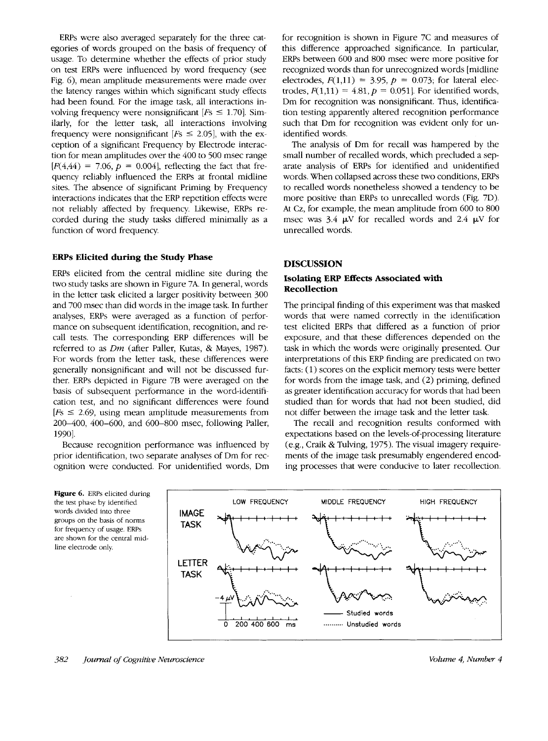ERPs were also averaged separately for the three categories of words grouped on the basis of frequency of usage. To determine whether the effects of prior study on test ERPs were influenced by word frequency (see Fig. 6), mean amplitude measurements were made over the latency ranges within which significant study effects had been found. For the image task, all interactions involving frequency were nonsignificant [$Fs \leq 1.70$]. Similarly, for the letter task, all interactions involving frequency were nonsignificant [$Fs \leq 2.05$], with the exception of a significant Frequency by Electrode interaction for mean amplitudes over the 400 to 500 msec range [$F(4,44) = 7.06$, $p = 0.004$], reflecting the fact that frequency reliably influenced the ERPs at frontal midline sites. The absence of significant Priming by Frequency interactions indicates that the ERP repetition effects were not reliably affected by frequency. Likewise, ERPs recorded during the study tasks differed minimally as a function of word frequency.

### ERPs Elicited during the Study Phase

ERPs elicited from the central midline site during the two study tasks are shown in Figure 7A. In general, words in the letter task elicited a larger positivity between 300 and 700 msec than did words in the image task. In further analyses, ERPs were averaged as a function of performance on subsequent identification, recognition, and recall tests. The corresponding ERP differences will be referred to as *Dm* (after Paller, Kutas, & Mayes, 1987). For words from the letter task, these differences were generally nonsignificant and will not be discussed further. ERPs depicted in Figure 7B were averaged on the basis of subsequent performance in the word-identification test, and no significant differences were found [$Fs \leq 2.69$, using mean amplitude measurements from 200–400, 400–600, and 600–800 msec, following Paller, 1990].

Because recognition performance was influenced by prior identification, two separate analyses of Dm for recognition were conducted. For unidentified words, Dm for recognition is shown in Figure 7C and measures of this difference approached significance. In particular, ERPs between 600 and 800 msec were more positive for recognized words than for unrecognized words [midline electrodes, $F(1,11) = 3.95$, $p = 0.073$; for lateral electrodes, $F(1,11) = 4.81$, $p = 0.051$]. For identified words, Dm for recognition was nonsignificant. Thus, identification testing apparently altered recognition performance such that Dm for recognition was evident only for unidentified words.

The analysis of Dm for recall was hampered by the small number of recalled words, which precluded a separate analysis of ERPs for identified and unidentified words. When collapsed across these two conditions, ERPs to recalled words nonetheless showed a tendency to be more positive than ERPs to unrecalled words (Fig. 7D). At Cz, for example, the mean amplitude from 600 to 800 msec was 3.4 μV for recalled words and 2.4 μV for unrecalled words.

## DISCUSSION

### Isolating ERP Effects Associated with Recollection

The principal finding of this experiment was that masked words that were named correctly in the identification test elicited ERPs that differed as a function of prior exposure, and that these differences depended on the task in which the words were originally presented. Our interpretations of this ERP finding are predicated on two facts: (1) scores on the explicit memory tests were better for words from the image task, and (2) priming, defined as greater identification accuracy for words that had been studied than for words that had not been studied, did not differ between the image task and the letter task.

The recall and recognition results conformed with expectations based on the levels-of-processing literature (e.g., Craik & Tulving, 1975). The visual imagery requirements of the image task presumably engendered encoding processes that were conducive to later recollection.

**Figure 6.** ERPs elicited during the test phase by identified words divided into three groups on the basis of norms for frequency of usage. ERPs are shown for the central midline electrode only.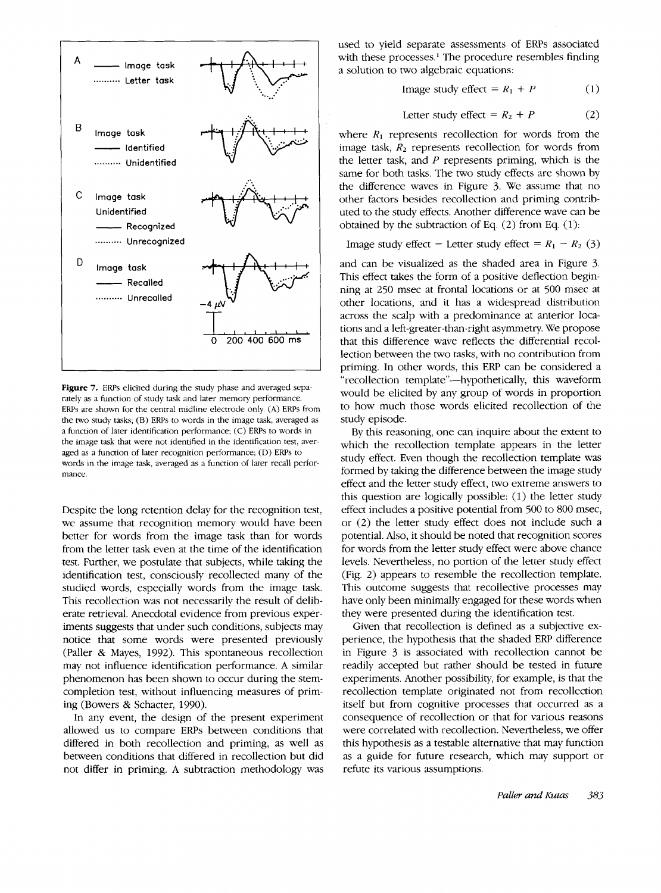**Figure 7.** ERPs elicited during the study phase and averaged separately as a function of study task and later memory performance. ERPs are shown for the central midline electrode only. (A) ERPs from the two study tasks; (B) ERPs to words in the image task, averaged as a function of later identification performance; (C) ERPs to words in the image task that were not identified in the identification test, averaged as a function of later recognition performance; (D) ERPs to words in the image task, averaged as a function of later recall performance.

Despite the long retention delay for the recognition test, we assume that recognition memory would have been better for words from the image task than for words from the letter task even at the time of the identification test. Further, we postulate that subjects, while taking the identification test, consciously recollected many of the studied words, especially words from the image task. This recollection was not necessarily the result of deliberate retrieval. Anecdotal evidence from previous experiments suggests that under such conditions, subjects may notice that some words were presented previously (Paller & Mayes, 1992). This spontaneous recollection may not influence identification performance. A similar phenomenon has been shown to occur during the stem-completion test, without influencing measures of priming (Bowers & Schacter, 1990).

In any event, the design of the present experiment allowed us to compare ERPs between conditions that differed in both recollection and priming, as well as between conditions that differed in recollection but did not differ in priming. A subtraction methodology was used to yield separate assessments of ERPs associated with these processes.[1] The procedure resembles finding a solution to two algebraic equations:

$$\text{Image study effect} = R_1 + P \tag{1}$$

$$\text{Letter study effect} = R_2 + P \tag{2}$$

where $R_1$ represents recollection for words from the image task, $R_2$ represents recollection for words from the letter task, and $P$ represents priming, which is the same for both tasks. The two study effects are shown by the difference waves in Figure 3. We assume that no other factors besides recollection and priming contributed to the study effects. Another difference wave can be obtained by the subtraction of Eq. (2) from Eq. (1):

$$\text{Image study effect} - \text{Letter study effect} = R_1 - R_2 \tag{3}$$

and can be visualized as the shaded area in Figure 3. This effect takes the form of a positive deflection beginning at 250 msec at frontal locations or at 500 msec at other locations, and it has a widespread distribution across the scalp with a predominance at anterior locations and a left-greater-than-right asymmetry. We propose that this difference wave reflects the differential recollection between the two tasks, with no contribution from priming. In other words, this ERP can be considered a "recollection template"—hypothetically, this waveform would be elicited by any group of words in proportion to how much those words elicited recollection of the study episode.

By this reasoning, one can inquire about the extent to which the recollection template appears in the letter study effect. Even though the recollection template was formed by taking the difference between the image study effect and the letter study effect, two extreme answers to this question are logically possible: (1) the letter study effect includes a positive potential from 500 to 800 msec, or (2) the letter study effect does not include such a potential. Also, it should be noted that recognition scores for words from the letter study effect were above chance levels. Nevertheless, no portion of the letter study effect (Fig. 2) appears to resemble the recollection template. This outcome suggests that recollective processes may have only been minimally engaged for these words when they were presented during the identification test.

Given that recollection is defined as a subjective experience, the hypothesis that the shaded ERP difference in Figure 3 is associated with recollection cannot be readily accepted but rather should be tested in future experiments. Another possibility, for example, is that the recollection template originated not from recollection itself but from cognitive processes that occurred as a consequence of recollection or that for various reasons were correlated with recollection. Nevertheless, we offer this hypothesis as a testable alternative that may function as a guide for future research, which may support or refute its various assumptions.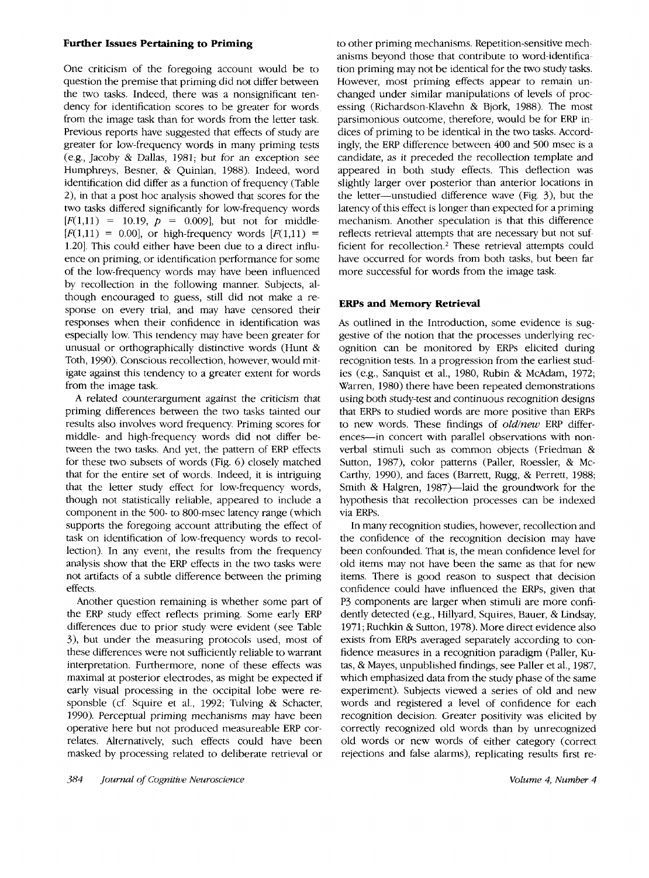## Further Issues Pertaining to Priming

One criticism of the foregoing account would be to question the premise that priming did not differ between the two tasks. Indeed, there was a nonsignificant tendency for identification scores to be greater for words from the image task than for words from the letter task. Previous reports have suggested that effects of study are greater for low-frequency words in many priming tests (e.g., Jacoby & Dallas, 1981; but for an exception see Humphreys, Besner, & Quinlan, 1988). Indeed, word identification did differ as a function of frequency (Table 2), in that a post hoc analysis showed that scores for the two tasks differed significantly for low-frequency words [$F(1,11) = 10.19$, $p = 0.009$], but not for middle- [$F(1,11) = 0.00$], or high-frequency words [$F(1,11) = 1.20$]. This could either have been due to a direct influence on priming, or identification performance for some of the low-frequency words may have been influenced by recollection in the following manner. Subjects, although encouraged to guess, still did not make a response on every trial, and may have censored their responses when their confidence in identification was especially low. This tendency may have been greater for unusual or orthographically distinctive words (Hunt & Toth, 1990). Conscious recollection, however, would mitigate against this tendency to a greater extent for words from the image task.

A related counterargument against the criticism that priming differences between the two tasks tainted our results also involves word frequency. Priming scores for middle- and high-frequency words did not differ between the two tasks. And yet, the pattern of ERP effects for these two subsets of words (Fig. 6) closely matched that for the entire set of words. Indeed, it is intriguing that the letter study effect for low-frequency words, though not statistically reliable, appeared to include a component in the 500- to 800-msec latency range (which supports the foregoing account attributing the effect of task on identification of low-frequency words to recollection). In any event, the results from the frequency analysis show that the ERP effects in the two tasks were not artifacts of a subtle difference between the priming effects.

Another question remaining is whether some part of the ERP study effect reflects priming. Some early ERP differences due to prior study were evident (see Table 3), but under the measuring protocols used, most of these differences were not sufficiently reliable to warrant interpretation. Furthermore, none of these effects was maximal at posterior electrodes, as might be expected if early visual processing in the occipital lobe were responsble (cf. Squire et al., 1992; Tulving & Schacter, 1990). Perceptual priming mechanisms may have been operative here but not produced measureable ERP correlates. Alternatively, such effects could have been masked by processing related to deliberate retrieval or to other priming mechanisms. Repetition-sensitive mechanisms beyond those that contribute to word-identification priming may not be identical for the two study tasks. However, most priming effects appear to remain unchanged under similar manipulations of levels of processing (Richardson-Klavehn & Bjork, 1988). The most parsimonious outcome, therefore, would be for ERP indices of priming to be identical in the two tasks. Accordingly, the ERP difference between 400 and 500 msec is a candidate, as it preceded the recollection template and appeared in both study effects. This deflection was slightly larger over posterior than anterior locations in the letter—unstudied difference wave (Fig. 3), but the latency of this effect is longer than expected for a priming mechanism. Another speculation is that this difference reflects retrieval attempts that are necessary but not sufficient for recollection.[2] These retrieval attempts could have occurred for words from both tasks, but been far more successful for words from the image task.

## ERPs and Memory Retrieval

As outlined in the Introduction, some evidence is suggestive of the notion that the processes underlying recognition can be monitored by ERPs elicited during recognition tests. In a progression from the earliest studies (e.g., Sanquist et al., 1980, Rubin & McAdam, 1972; Warren, 1980) there have been repeated demonstrations using both study-test and continuous recognition designs that ERPs to studied words are more positive than ERPs to new words. These findings of *old/new* ERP differences—in concert with parallel observations with nonverbal stimuli such as common objects (Friedman & Sutton, 1987), color patterns (Paller, Roessler, & McCarthy, 1990), and faces (Barrett, Rugg, & Perrett, 1988; Smith & Halgren, 1987)—laid the groundwork for the hypothesis that recollection processes can be indexed via ERPs.

In many recognition studies, however, recollection and the confidence of the recognition decision may have been confounded. That is, the mean confidence level for old items may not have been the same as that for new items. There is good reason to suspect that decision confidence could have influenced the ERPs, given that P3 components are larger when stimuli are more confidently detected (e.g., Hillyard, Squires, Bauer, & Lindsay, 1971; Ruchkin & Sutton, 1978). More direct evidence also exists from ERPs averaged separately according to confidence measures in a recognition paradigm (Paller, Kutas, & Mayes, unpublished findings, see Paller et al., 1987, which emphasized data from the study phase of the same experiment). Subjects viewed a series of old and new words and registered a level of confidence for each recognition decision. Greater positivity was elicited by correctly recognized old words than by unrecognized old words or new words of either category (correct rejections and false alarms), replicating results first re-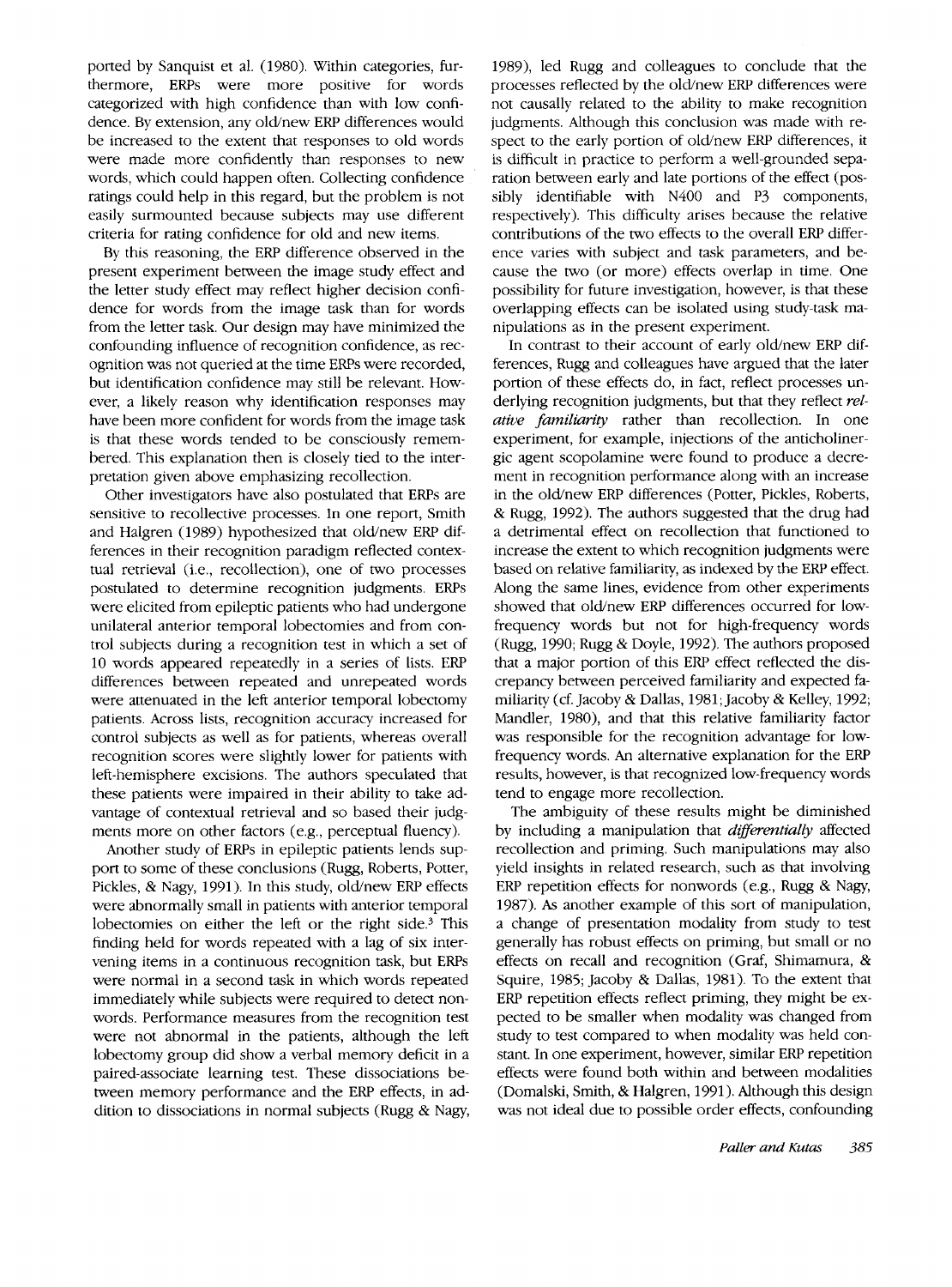ported by Sanquist et al. (1980). Within categories, furthermore, ERPs were more positive for words categorized with high confidence than with low confidence. By extension, any old/new ERP differences would be increased to the extent that responses to old words were made more confidently than responses to new words, which could happen often. Collecting confidence ratings could help in this regard, but the problem is not easily surmounted because subjects may use different criteria for rating confidence for old and new items.

By this reasoning, the ERP difference observed in the present experiment between the image study effect and the letter study effect may reflect higher decision confidence for words from the image task than for words from the letter task. Our design may have minimized the confounding influence of recognition confidence, as recognition was not queried at the time ERPs were recorded, but identification confidence may still be relevant. However, a likely reason why identification responses may have been more confident for words from the image task is that these words tended to be consciously remembered. This explanation then is closely tied to the interpretation given above emphasizing recollection.

Other investigators have also postulated that ERPs are sensitive to recollective processes. In one report, Smith and Halgren (1989) hypothesized that old/new ERP differences in their recognition paradigm reflected contextual retrieval (i.e., recollection), one of two processes postulated to determine recognition judgments. ERPs were elicited from epileptic patients who had undergone unilateral anterior temporal lobectomies and from control subjects during a recognition test in which a set of 10 words appeared repeatedly in a series of lists. ERP differences between repeated and unrepeated words were attenuated in the left anterior temporal lobectomy patients. Across lists, recognition accuracy increased for control subjects as well as for patients, whereas overall recognition scores were slightly lower for patients with left-hemisphere excisions. The authors speculated that these patients were impaired in their ability to take advantage of contextual retrieval and so based their judgments more on other factors (e.g., perceptual fluency).

Another study of ERPs in epileptic patients lends support to some of these conclusions (Rugg, Roberts, Potter, Pickles, & Nagy, 1991). In this study, old/new ERP effects were abnormally small in patients with anterior temporal lobectomies on either the left or the right side.[3] This finding held for words repeated with a lag of six intervening items in a continuous recognition task, but ERPs were normal in a second task in which words repeated immediately while subjects were required to detect nonwords. Performance measures from the recognition test were not abnormal in the patients, although the left lobectomy group did show a verbal memory deficit in a paired-associate learning test. These dissociations between memory performance and the ERP effects, in addition to dissociations in normal subjects (Rugg & Nagy, 1989), led Rugg and colleagues to conclude that the processes reflected by the old/new ERP differences were not causally related to the ability to make recognition judgments. Although this conclusion was made with respect to the early portion of old/new ERP differences, it is difficult in practice to perform a well-grounded separation between early and late portions of the effect (possibly identifiable with N400 and P3 components, respectively). This difficulty arises because the relative contributions of the two effects to the overall ERP difference varies with subject and task parameters, and because the two (or more) effects overlap in time. One possibility for future investigation, however, is that these overlapping effects can be isolated using study-task manipulations as in the present experiment.

In contrast to their account of early old/new ERP differences, Rugg and colleagues have argued that the later portion of these effects do, in fact, reflect processes underlying recognition judgments, but that they reflect *relative familiarity* rather than recollection. In one experiment, for example, injections of the anticholinergic agent scopolamine were found to produce a decrement in recognition performance along with an increase in the old/new ERP differences (Potter, Pickles, Roberts, & Rugg, 1992). The authors suggested that the drug had a detrimental effect on recollection that functioned to increase the extent to which recognition judgments were based on relative familiarity, as indexed by the ERP effect. Along the same lines, evidence from other experiments showed that old/new ERP differences occurred for low-frequency words but not for high-frequency words (Rugg, 1990; Rugg & Doyle, 1992). The authors proposed that a major portion of this ERP effect reflected the discrepancy between perceived familiarity and expected familiarity (cf. Jacoby & Dallas, 1981; Jacoby & Kelley, 1992; Mandler, 1980), and that this relative familiarity factor was responsible for the recognition advantage for low-frequency words. An alternative explanation for the ERP results, however, is that recognized low-frequency words tend to engage more recollection.

The ambiguity of these results might be diminished by including a manipulation that *differentially* affected recollection and priming. Such manipulations may also yield insights in related research, such as that involving ERP repetition effects for nonwords (e.g., Rugg & Nagy, 1987). As another example of this sort of manipulation, a change of presentation modality from study to test generally has robust effects on priming, but small or no effects on recall and recognition (Graf, Shimamura, & Squire, 1985; Jacoby & Dallas, 1981). To the extent that ERP repetition effects reflect priming, they might be expected to be smaller when modality was changed from study to test compared to when modality was held constant. In one experiment, however, similar ERP repetition effects were found both within and between modalities (Domalski, Smith, & Halgren, 1991). Although this design was not ideal due to possible order effects, confounding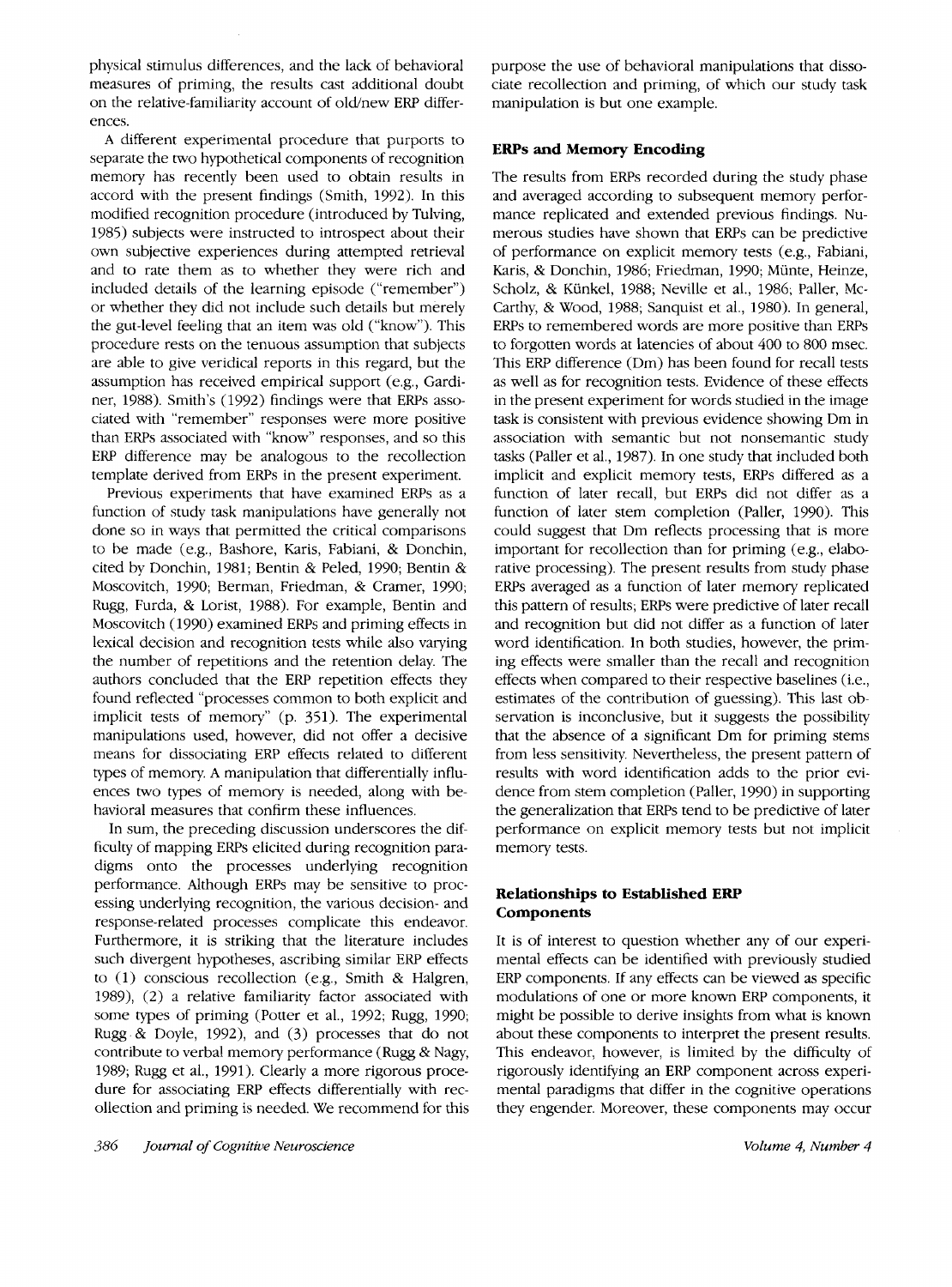physical stimulus differences, and the lack of behavioral measures of priming, the results cast additional doubt on the relative-familiarity account of old/new ERP differences.

A different experimental procedure that purports to separate the two hypothetical components of recognition memory has recently been used to obtain results in accord with the present findings (Smith, 1992). In this modified recognition procedure (introduced by Tulving, 1985) subjects were instructed to introspect about their own subjective experiences during attempted retrieval and to rate them as to whether they were rich and included details of the learning episode ("remember") or whether they did not include such details but merely the gut-level feeling that an item was old ("know"). This procedure rests on the tenuous assumption that subjects are able to give veridical reports in this regard, but the assumption has received empirical support (e.g., Gardiner, 1988). Smith's (1992) findings were that ERPs associated with "remember" responses were more positive than ERPs associated with "know" responses, and so this ERP difference may be analogous to the recollection template derived from ERPs in the present experiment.

Previous experiments that have examined ERPs as a function of study task manipulations have generally not done so in ways that permitted the critical comparisons to be made (e.g., Bashore, Karis, Fabiani, & Donchin, cited by Donchin, 1981; Bentin & Peled, 1990; Bentin & Moscovitch, 1990; Berman, Friedman, & Cramer, 1990; Rugg, Furda, & Lorist, 1988). For example, Bentin and Moscovitch (1990) examined ERPs and priming effects in lexical decision and recognition tests while also varying the number of repetitions and the retention delay. The authors concluded that the ERP repetition effects they found reflected "processes common to both explicit and implicit tests of memory" (p. 351). The experimental manipulations used, however, did not offer a decisive means for dissociating ERP effects related to different types of memory. A manipulation that differentially influences two types of memory is needed, along with behavioral measures that confirm these influences.

In sum, the preceding discussion underscores the difficulty of mapping ERPs elicited during recognition paradigms onto the processes underlying recognition performance. Although ERPs may be sensitive to processing underlying recognition, the various decision- and response-related processes complicate this endeavor. Furthermore, it is striking that the literature includes such divergent hypotheses, ascribing similar ERP effects to (1) conscious recollection (e.g., Smith & Halgren, 1989), (2) a relative familiarity factor associated with some types of priming (Potter et al., 1992; Rugg, 1990; Rugg & Doyle, 1992), and (3) processes that do not contribute to verbal memory performance (Rugg & Nagy, 1989; Rugg et al., 1991). Clearly a more rigorous procedure for associating ERP effects differentially with recollection and priming is needed. We recommend for this purpose the use of behavioral manipulations that dissociate recollection and priming, of which our study task manipulation is but one example.

### ERPs and Memory Encoding

The results from ERPs recorded during the study phase and averaged according to subsequent memory performance replicated and extended previous findings. Numerous studies have shown that ERPs can be predictive of performance on explicit memory tests (e.g., Fabiani, Karis, & Donchin, 1986; Friedman, 1990; Münte, Heinze, Scholz, & Künkel, 1988; Neville et al., 1986; Paller, McCarthy, & Wood, 1988; Sanquist et al., 1980). In general, ERPs to remembered words are more positive than ERPs to forgotten words at latencies of about 400 to 800 msec. This ERP difference (Dm) has been found for recall tests as well as for recognition tests. Evidence of these effects in the present experiment for words studied in the image task is consistent with previous evidence showing Dm in association with semantic but not nonsemantic study tasks (Paller et al., 1987). In one study that included both implicit and explicit memory tests, ERPs differed as a function of later recall, but ERPs did not differ as a function of later stem completion (Paller, 1990). This could suggest that Dm reflects processing that is more important for recollection than for priming (e.g., elaborative processing). The present results from study phase ERPs averaged as a function of later memory replicated this pattern of results; ERPs were predictive of later recall and recognition but did not differ as a function of later word identification. In both studies, however, the priming effects were smaller than the recall and recognition effects when compared to their respective baselines (i.e., estimates of the contribution of guessing). This last observation is inconclusive, but it suggests the possibility that the absence of a significant Dm for priming stems from less sensitivity. Nevertheless, the present pattern of results with word identification adds to the prior evidence from stem completion (Paller, 1990) in supporting the generalization that ERPs tend to be predictive of later performance on explicit memory tests but not implicit memory tests.

### Relationships to Established ERP Components

It is of interest to question whether any of our experimental effects can be identified with previously studied ERP components. If any effects can be viewed as specific modulations of one or more known ERP components, it might be possible to derive insights from what is known about these components to interpret the present results. This endeavor, however, is limited by the difficulty of rigorously identifying an ERP component across experimental paradigms that differ in the cognitive operations they engender. Moreover, these components may occur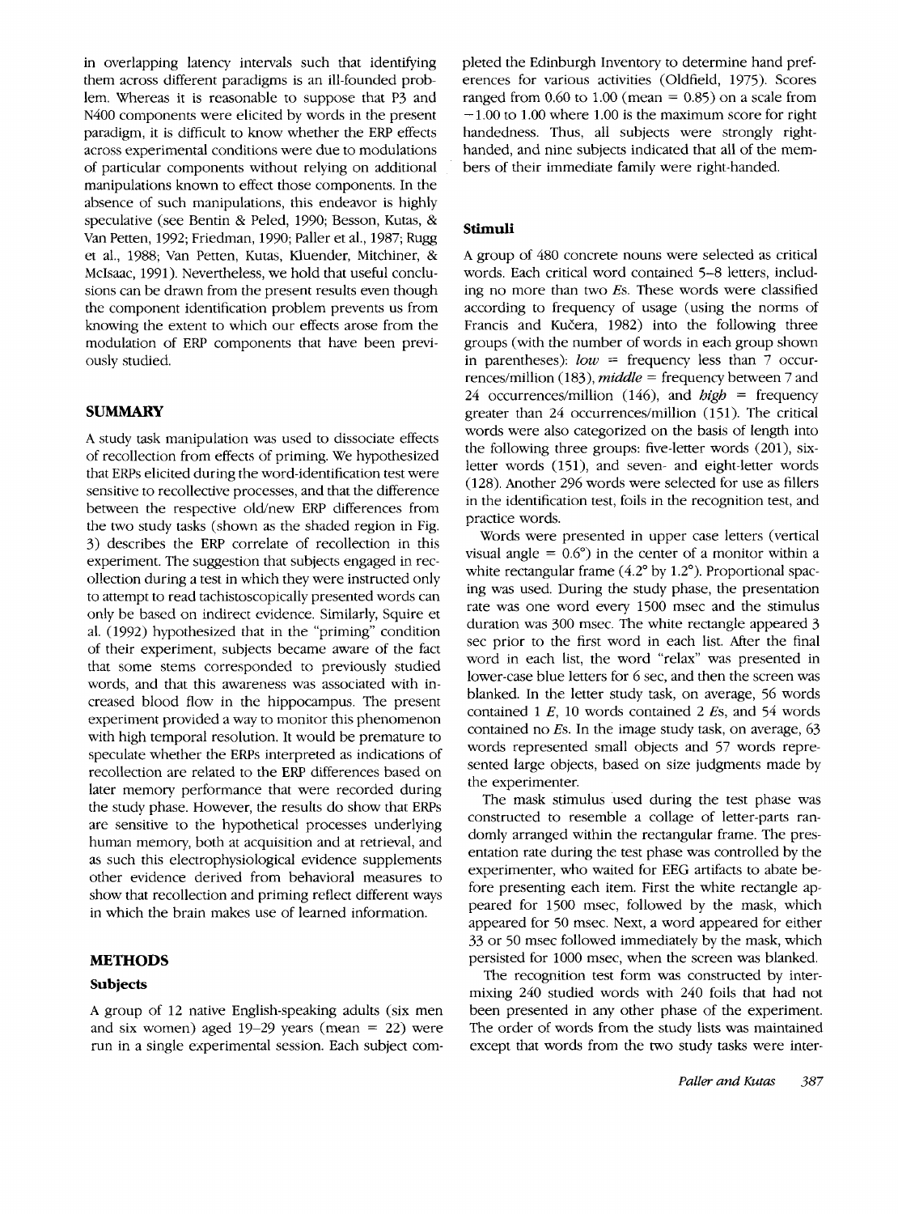in overlapping latency intervals such that identifying them across different paradigms is an ill-founded problem. Whereas it is reasonable to suppose that P3 and N400 components were elicited by words in the present paradigm, it is difficult to know whether the ERP effects across experimental conditions were due to modulations of particular components without relying on additional manipulations known to effect those components. In the absence of such manipulations, this endeavor is highly speculative (see Bentin & Peled, 1990; Besson, Kutas, & Van Petten, 1992; Friedman, 1990; Paller et al., 1987; Rugg et al., 1988; Van Petten, Kutas, Kluender, Mitchiner, & McIsaac, 1991). Nevertheless, we hold that useful conclusions can be drawn from the present results even though the component identification problem prevents us from knowing the extent to which our effects arose from the modulation of ERP components that have been previously studied.

## SUMMARY

A study task manipulation was used to dissociate effects of recollection from effects of priming. We hypothesized that ERPs elicited during the word-identification test were sensitive to recollective processes, and that the difference between the respective old/new ERP differences from the two study tasks (shown as the shaded region in Fig. 3) describes the ERP correlate of recollection in this experiment. The suggestion that subjects engaged in recollection during a test in which they were instructed only to attempt to read tachistoscopically presented words can only be based on indirect evidence. Similarly, Squire et al. (1992) hypothesized that in the "priming" condition of their experiment, subjects became aware of the fact that some stems corresponded to previously studied words, and that this awareness was associated with increased blood flow in the hippocampus. The present experiment provided a way to monitor this phenomenon with high temporal resolution. It would be premature to speculate whether the ERPs interpreted as indications of recollection are related to the ERP differences based on later memory performance that were recorded during the study phase. However, the results do show that ERPs are sensitive to the hypothetical processes underlying human memory, both at acquisition and at retrieval, and as such this electrophysiological evidence supplements other evidence derived from behavioral measures to show that recollection and priming reflect different ways in which the brain makes use of learned information.

## METHODS

### Subjects

A group of 12 native English-speaking adults (six men and six women) aged 19–29 years (mean = 22) were run in a single experimental session. Each subject completed the Edinburgh Inventory to determine hand preferences for various activities (Oldfield, 1975). Scores ranged from 0.60 to 1.00 (mean = 0.85) on a scale from −1.00 to 1.00 where 1.00 is the maximum score for right handedness. Thus, all subjects were strongly right-handed, and nine subjects indicated that all of the members of their immediate family were right-handed.

### Stimuli

A group of 480 concrete nouns were selected as critical words. Each critical word contained 5–8 letters, including no more than two *E*s. These words were classified according to frequency of usage (using the norms of Francis and Kučera, 1982) into the following three groups (with the number of words in each group shown in parentheses): *low* = frequency less than 7 occurrences/million (183), *middle* = frequency between 7 and 24 occurrences/million (146), and *high* = frequency greater than 24 occurrences/million (151). The critical words were also categorized on the basis of length into the following three groups: five-letter words (201), six-letter words (151), and seven- and eight-letter words (128). Another 296 words were selected for use as fillers in the identification test, foils in the recognition test, and practice words.

Words were presented in upper case letters (vertical visual angle = 0.6°) in the center of a monitor within a white rectangular frame (4.2° by 1.2°). Proportional spacing was used. During the study phase, the presentation rate was one word every 1500 msec and the stimulus duration was 300 msec. The white rectangle appeared 3 sec prior to the first word in each list. After the final word in each list, the word "relax" was presented in lower-case blue letters for 6 sec, and then the screen was blanked. In the letter study task, on average, 56 words contained 1 *E*, 10 words contained 2 *E*s, and 54 words contained no *E*s. In the image study task, on average, 63 words represented small objects and 57 words represented large objects, based on size judgments made by the experimenter.

The mask stimulus used during the test phase was constructed to resemble a collage of letter-parts randomly arranged within the rectangular frame. The presentation rate during the test phase was controlled by the experimenter, who waited for EEG artifacts to abate before presenting each item. First the white rectangle appeared for 1500 msec, followed by the mask, which appeared for 50 msec. Next, a word appeared for either 33 or 50 msec followed immediately by the mask, which persisted for 1000 msec, when the screen was blanked.

The recognition test form was constructed by intermixing 240 studied words with 240 foils that had not been presented in any other phase of the experiment. The order of words from the study lists was maintained except that words from the two study tasks were inter-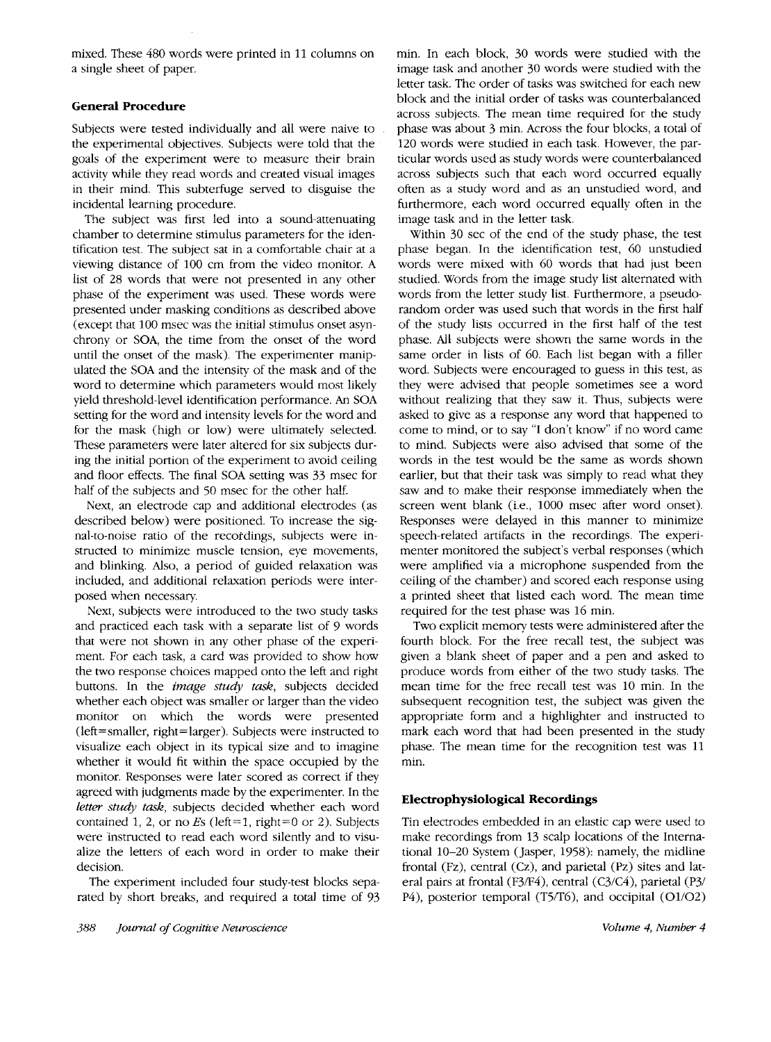mixed. These 480 words were printed in 11 columns on a single sheet of paper.

### General Procedure

Subjects were tested individually and all were naive to the experimental objectives. Subjects were told that the goals of the experiment were to measure their brain activity while they read words and created visual images in their mind. This subterfuge served to disguise the incidental learning procedure.

The subject was first led into a sound-attenuating chamber to determine stimulus parameters for the identification test. The subject sat in a comfortable chair at a viewing distance of 100 cm from the video monitor. A list of 28 words that were not presented in any other phase of the experiment was used. These words were presented under masking conditions as described above (except that 100 msec was the initial stimulus onset asynchrony or SOA, the time from the onset of the word until the onset of the mask). The experimenter manipulated the SOA and the intensity of the mask and of the word to determine which parameters would most likely yield threshold-level identification performance. An SOA setting for the word and intensity levels for the word and for the mask (high or low) were ultimately selected. These parameters were later altered for six subjects during the initial portion of the experiment to avoid ceiling and floor effects. The final SOA setting was 33 msec for half of the subjects and 50 msec for the other half.

Next, an electrode cap and additional electrodes (as described below) were positioned. To increase the signal-to-noise ratio of the recordings, subjects were instructed to minimize muscle tension, eye movements, and blinking. Also, a period of guided relaxation was included, and additional relaxation periods were interposed when necessary.

Next, subjects were introduced to the two study tasks and practiced each task with a separate list of 9 words that were not shown in any other phase of the experiment. For each task, a card was provided to show how the two response choices mapped onto the left and right buttons. In the *image study task*, subjects decided whether each object was smaller or larger than the video monitor on which the words were presented (left=smaller, right=larger). Subjects were instructed to visualize each object in its typical size and to imagine whether it would fit within the space occupied by the monitor. Responses were later scored as correct if they agreed with judgments made by the experimenter. In the *letter study task*, subjects decided whether each word contained 1, 2, or no *E*s (left=1, right=0 or 2). Subjects were instructed to read each word silently and to visualize the letters of each word in order to make their decision.

The experiment included four study-test blocks separated by short breaks, and required a total time of 93 min. In each block, 30 words were studied with the image task and another 30 words were studied with the letter task. The order of tasks was switched for each new block and the initial order of tasks was counterbalanced across subjects. The mean time required for the study phase was about 3 min. Across the four blocks, a total of 120 words were studied in each task. However, the particular words used as study words were counterbalanced across subjects such that each word occurred equally often as a study word and as an unstudied word, and furthermore, each word occurred equally often in the image task and in the letter task.

Within 30 sec of the end of the study phase, the test phase began. In the identification test, 60 unstudied words were mixed with 60 words that had just been studied. Words from the image study list alternated with words from the letter study list. Furthermore, a pseudorandom order was used such that words in the first half of the study lists occurred in the first half of the test phase. All subjects were shown the same words in the same order in lists of 60. Each list began with a filler word. Subjects were encouraged to guess in this test, as they were advised that people sometimes see a word without realizing that they saw it. Thus, subjects were asked to give as a response any word that happened to come to mind, or to say "I don't know" if no word came to mind. Subjects were also advised that some of the words in the test would be the same as words shown earlier, but that their task was simply to read what they saw and to make their response immediately when the screen went blank (i.e., 1000 msec after word onset). Responses were delayed in this manner to minimize speech-related artifacts in the recordings. The experimenter monitored the subject's verbal responses (which were amplified via a microphone suspended from the ceiling of the chamber) and scored each response using a printed sheet that listed each word. The mean time required for the test phase was 16 min.

Two explicit memory tests were administered after the fourth block. For the free recall test, the subject was given a blank sheet of paper and a pen and asked to produce words from either of the two study tasks. The mean time for the free recall test was 10 min. In the subsequent recognition test, the subject was given the appropriate form and a highlighter and instructed to mark each word that had been presented in the study phase. The mean time for the recognition test was 11 min.

### Electrophysiological Recordings

Tin electrodes embedded in an elastic cap were used to make recordings from 13 scalp locations of the International 10–20 System (Jasper, 1958): namely, the midline frontal (Fz), central (Cz), and parietal (Pz) sites and lateral pairs at frontal (F3/F4), central (C3/C4), parietal (P3/P4), posterior temporal (T5/T6), and occipital (O1/O2)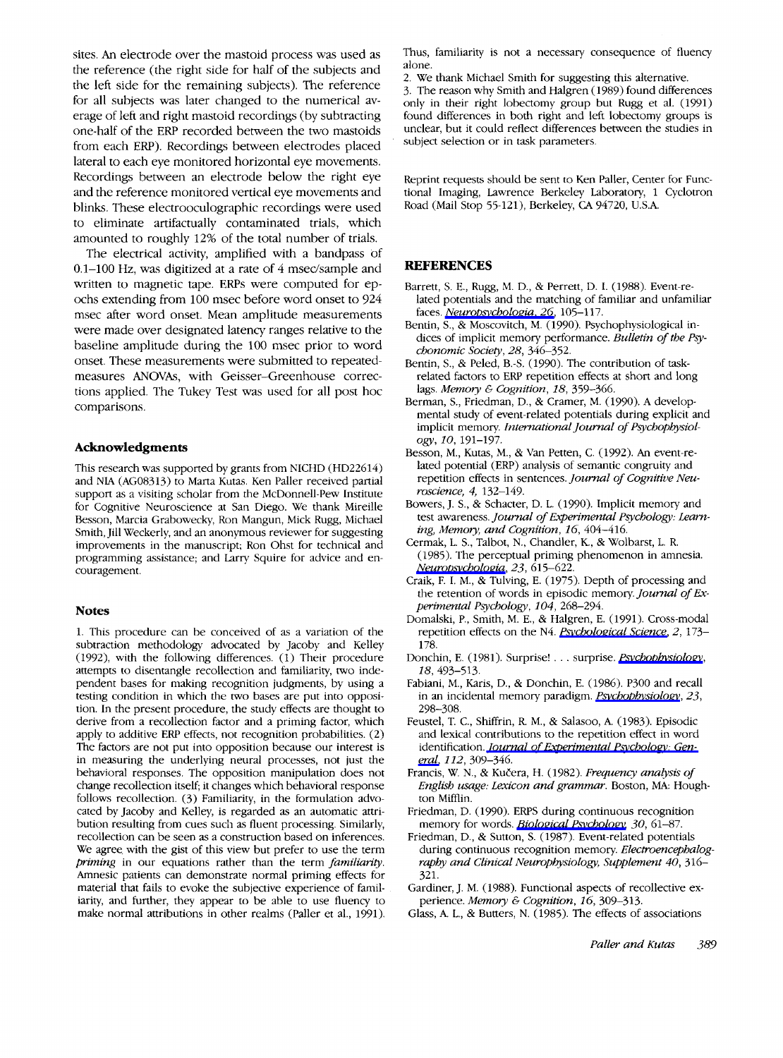sites. An electrode over the mastoid process was used as the reference (the right side for half of the subjects and the left side for the remaining subjects). The reference for all subjects was later changed to the numerical average of left and right mastoid recordings (by subtracting one-half of the ERP recorded between the two mastoids from each ERP). Recordings between electrodes placed lateral to each eye monitored horizontal eye movements. Recordings between an electrode below the right eye and the reference monitored vertical eye movements and blinks. These electrooculographic recordings were used to eliminate artifactually contaminated trials, which amounted to roughly 12% of the total number of trials.

The electrical activity, amplified with a bandpass of 0.1–100 Hz, was digitized at a rate of 4 msec/sample and written to magnetic tape. ERPs were computed for epochs extending from 100 msec before word onset to 924 msec after word onset. Mean amplitude measurements were made over designated latency ranges relative to the baseline amplitude during the 100 msec prior to word onset. These measurements were submitted to repeated-measures ANOVAs, with Geisser–Greenhouse corrections applied. The Tukey Test was used for all post hoc comparisons.

## Acknowledgments

This research was supported by grants from NICHD (HD22614) and NIA (AG08313) to Marta Kutas. Ken Paller received partial support as a visiting scholar from the McDonnell-Pew Institute for Cognitive Neuroscience at San Diego. We thank Mireille Besson, Marcia Grabowecky, Ron Mangun, Mick Rugg, Michael Smith, Jill Weckerly, and an anonymous reviewer for suggesting improvements in the manuscript; Ron Ohst for technical and programming assistance; and Larry Squire for advice and encouragement.

## Notes

1. This procedure can be conceived of as a variation of the subtraction methodology advocated by Jacoby and Kelley (1992), with the following differences. (1) Their procedure attempts to disentangle recollection and familiarity, two independent bases for making recognition judgments, by using a testing condition in which the two bases are put into opposition. In the present procedure, the study effects are thought to derive from a recollection factor and a priming factor, which apply to additive ERP effects, not recognition probabilities. (2) The factors are not put into opposition because our interest is in measuring the underlying neural processes, not just the behavioral responses. The opposition manipulation does not change recollection itself; it changes which behavioral response follows recollection. (3) Familiarity, in the formulation advocated by Jacoby and Kelley, is regarded as an automatic attribution resulting from cues such as fluent processing. Similarly, recollection can be seen as a construction based on inferences. We agree with the gist of this view but prefer to use the term *priming* in our equations rather than the term *familiarity*. Amnesic patients can demonstrate normal priming effects for material that fails to evoke the subjective experience of familiarity, and further, they appear to be able to use fluency to make normal attributions in other realms (Paller et al., 1991). Thus, familiarity is not a necessary consequence of fluency alone.

2. We thank Michael Smith for suggesting this alternative.

3. The reason why Smith and Halgren (1989) found differences only in their right lobectomy group but Rugg et al. (1991) found differences in both right and left lobectomy groups is unclear, but it could reflect differences between the studies in subject selection or in task parameters.

Reprint requests should be sent to Ken Paller, Center for Functional Imaging, Lawrence Berkeley Laboratory, 1 Cyclotron Road (Mail Stop 55-121), Berkeley, CA 94720, U.S.A.

## REFERENCES

Barrett, S. E., Rugg, M. D., & Perrett, D. I. (1988). Event-related potentials and the matching of familiar and unfamiliar faces. *Neuropsychologia, 26*, 105–117.

Bentin, S., & Moscovitch, M. (1990). Psychophysiological indices of implicit memory performance. *Bulletin of the Psychonomic Society, 28*, 346–352.

Bentin, S., & Peled, B.-S. (1990). The contribution of task-related factors to ERP repetition effects at short and long lags. *Memory & Cognition, 18*, 359–366.

Berman, S., Friedman, D., & Cramer, M. (1990). A developmental study of event-related potentials during explicit and implicit memory. *International Journal of Psychophysiology, 10*, 191–197.

Besson, M., Kutas, M., & Van Petten, C. (1992). An event-related potential (ERP) analysis of semantic congruity and repetition effects in sentences. *Journal of Cognitive Neuroscience, 4*, 132–149.

Bowers, J. S., & Schacter, D. L. (1990). Implicit memory and test awareness. *Journal of Experimental Psychology: Learning, Memory, and Cognition, 16*, 404–416.

Cermak, L. S., Talbot, N., Chandler, K., & Wolbarst, L. R. (1985). The perceptual priming phenomenon in amnesia. *Neuropsychologia, 23*, 615–622.

Craik, F. I. M., & Tulving, E. (1975). Depth of processing and the retention of words in episodic memory. *Journal of Experimental Psychology, 104*, 268–294.

Domalski, P., Smith, M. E., & Halgren, E. (1991). Cross-modal repetition effects on the N4. *Psychological Science, 2*, 173–178.

Donchin, E. (1981). Surprise! . . . surprise. *Psychophysiology, 18*, 493–513.

Fabiani, M., Karis, D., & Donchin, E. (1986). P300 and recall in an incidental memory paradigm. *Psychophysiology, 23*, 298–308.

Feustel, T. C., Shiffrin, R. M., & Salasoo, A. (1983). Episodic and lexical contributions to the repetition effect in word identification. *Journal of Experimental Psychology: General, 112*, 309–346.

Francis, W. N., & Kučera, H. (1982). *Frequency analysis of English usage: Lexicon and grammar.* Boston, MA: Houghton Mifflin.

Friedman, D. (1990). ERPS during continuous recognition memory for words. *Biological Psychology, 30*, 61–87.

Friedman, D., & Sutton, S. (1987). Event-related potentials during continuous recognition memory. *Electroencephalography and Clinical Neurophysiology, Supplement 40*, 316–321.

Gardiner, J. M. (1988). Functional aspects of recollective experience. *Memory & Cognition, 16*, 309–313.

Glass, A. L., & Butters, N. (1985). The effects of associations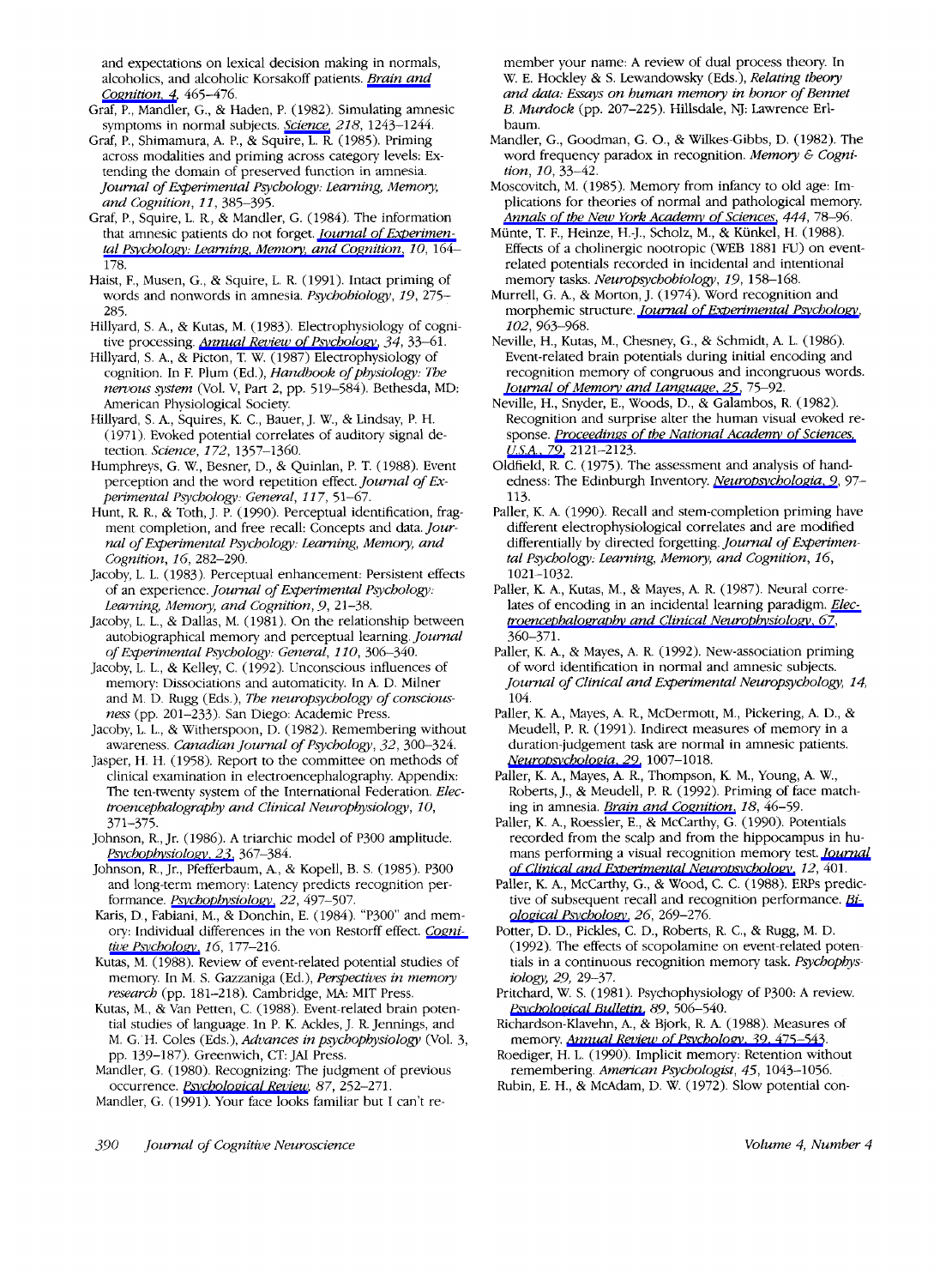and expectations on lexical decision making in normals, alcoholics, and alcoholic Korsakoff patients. *Brain and Cognition, 4*, 465–476.

Graf, P., Mandler, G., & Haden, P. (1982). Simulating amnesic symptoms in normal subjects. *Science, 218*, 1243–1244.

Graf, P., Shimamura, A. P., & Squire, L. R. (1985). Priming across modalities and priming across category levels: Extending the domain of preserved function in amnesia. *Journal of Experimental Psychology: Learning, Memory, and Cognition, 11*, 385–395.

Graf, P., Squire, L. R., & Mandler, G. (1984). The information that amnesic patients do not forget. *Journal of Experimental Psychology: Learning, Memory, and Cognition, 10*, 164–178.

Haist, F., Musen, G., & Squire, L. R. (1991). Intact priming of words and nonwords in amnesia. *Psychobiology, 19*, 275–285.

Hillyard, S. A., & Kutas, M. (1983). Electrophysiology of cognitive processing. *Annual Review of Psychology, 34*, 33–61.

Hillyard, S. A., & Picton, T. W. (1987) Electrophysiology of cognition. In F. Plum (Ed.), *Handbook of physiology: The nervous system* (Vol. V, Part 2, pp. 519–584). Bethesda, MD: American Physiological Society.

Hillyard, S. A., Squires, K. C., Bauer, J. W., & Lindsay, P. H. (1971). Evoked potential correlates of auditory signal detection. *Science, 172*, 1357–1360.

Humphreys, G. W., Besner, D., & Quinlan, P. T. (1988). Event perception and the word repetition effect. *Journal of Experimental Psychology: General, 117*, 51–67.

Hunt, R. R., & Toth, J. P. (1990). Perceptual identification, fragment completion, and free recall: Concepts and data. *Journal of Experimental Psychology: Learning, Memory, and Cognition, 16*, 282–290.

Jacoby, L. L. (1983). Perceptual enhancement: Persistent effects of an experience. *Journal of Experimental Psychology: Learning, Memory, and Cognition, 9*, 21–38.

Jacoby, L. L., & Dallas, M. (1981). On the relationship between autobiographical memory and perceptual learning. *Journal of Experimental Psychology: General, 110*, 306–340.

Jacoby, L. L., & Kelley, C. (1992). Unconscious influences of memory: Dissociations and automaticity. In A. D. Milner and M. D. Rugg (Eds.), *The neuropsychology of consciousness* (pp. 201–233). San Diego: Academic Press.

Jacoby, L. L., & Witherspoon, D. (1982). Remembering without awareness. *Canadian Journal of Psychology, 32*, 300–324.

Jasper, H. H. (1958). Report to the committee on methods of clinical examination in electroencephalography. Appendix: The ten-twenty system of the International Federation. *Electroencephalography and Clinical Neurophysiology, 10*, 371–375.

Johnson, R., Jr. (1986). A triarchic model of P300 amplitude. *Psychophysiology, 23*, 367–384.

Johnson, R., Jr., Pfefferbaum, A., & Kopell, B. S. (1985). P300 and long-term memory: Latency predicts recognition performance. *Psychophysiology, 22*, 497–507.

Karis, D., Fabiani, M., & Donchin, E. (1984). "P300" and memory: Individual differences in the von Restorff effect. *Cognitive Psychology, 16*, 177–216.

Kutas, M. (1988). Review of event-related potential studies of memory. In M. S. Gazzaniga (Ed.), *Perspectives in memory research* (pp. 181–218). Cambridge, MA: MIT Press.

Kutas, M., & Van Petten, C. (1988). Event-related brain potential studies of language. In P. K. Ackles, J. R. Jennings, and M. G. H. Coles (Eds.), *Advances in psychophysiology* (Vol. 3, pp. 139–187). Greenwich, CT: JAI Press.

Mandler, G. (1980). Recognizing: The judgment of previous occurrence. *Psychological Review, 87*, 252–271.

Mandler, G. (1991). Your face looks familiar but I can't remember your name: A review of dual process theory. In W. E. Hockley & S. Lewandowsky (Eds.), *Relating theory and data: Essays on human memory in honor of Bennet B. Murdock* (pp. 207–225). Hillsdale, NJ: Lawrence Erlbaum.

Mandler, G., Goodman, G. O., & Wilkes-Gibbs, D. (1982). The word frequency paradox in recognition. *Memory & Cognition, 10*, 33–42.

Moscovitch, M. (1985). Memory from infancy to old age: Implications for theories of normal and pathological memory. *Annals of the New York Academy of Sciences, 444*, 78–96.

Münte, T. F., Heinze, H.-J., Scholz, M., & Künkel, H. (1988). Effects of a cholinergic nootropic (WEB 1881 FU) on event-related potentials recorded in incidental and intentional memory tasks. *Neuropsychobiology, 19*, 158–168.

Murrell, G. A., & Morton, J. (1974). Word recognition and morphemic structure. *Journal of Experimental Psychology, 102*, 963–968.

Neville, H., Kutas, M., Chesney, G., & Schmidt, A. L. (1986). Event-related brain potentials during initial encoding and recognition memory of congruous and incongruous words. *Journal of Memory and Language, 25*, 75–92.

Neville, H., Snyder, E., Woods, D., & Galambos, R. (1982). Recognition and surprise alter the human visual evoked response. *Proceedings of the National Academy of Sciences, U.S.A., 79*, 2121–2123.

Oldfield, R. C. (1975). The assessment and analysis of handedness: The Edinburgh Inventory. *Neuropsychologia, 9*, 97–113.

Paller, K. A. (1990). Recall and stem-completion priming have different electrophysiological correlates and are modified differentially by directed forgetting. *Journal of Experimental Psychology: Learning, Memory, and Cognition, 16*, 1021–1032.

Paller, K. A., Kutas, M., & Mayes, A. R. (1987). Neural correlates of encoding in an incidental learning paradigm. *Electroencephalography and Clinical Neurophysiology, 67*, 360–371.

Paller, K. A., & Mayes, A. R. (1992). New-association priming of word identification in normal and amnesic subjects. *Journal of Clinical and Experimental Neuropsychology, 14*, 104.

Paller, K. A., Mayes, A. R., McDermott, M., Pickering, A. D., & Meudell, P. R. (1991). Indirect measures of memory in a duration-judgement task are normal in amnesic patients. *Neuropsychologia, 29*, 1007–1018.

Paller, K. A., Mayes, A. R., Thompson, K. M., Young, A. W., Roberts, J., & Meudell, P. R. (1992). Priming of face matching in amnesia. *Brain and Cognition, 18*, 46–59.

Paller, K. A., Roessler, E., & McCarthy, G. (1990). Potentials recorded from the scalp and from the hippocampus in humans performing a visual recognition memory test. *Journal of Clinical and Experimental Neuropsychology, 12*, 401.

Paller, K. A., McCarthy, G., & Wood, C. C. (1988). ERPs predictive of subsequent recall and recognition performance. *Biological Psychology, 26*, 269–276.

Potter, D. D., Pickles, C. D., Roberts, R. C., & Rugg, M. D. (1992). The effects of scopolamine on event-related potentials in a continuous recognition memory task. *Psychophysiology, 29*, 29–37.

Pritchard, W. S. (1981). Psychophysiology of P300: A review. *Psychological Bulletin, 89*, 506–540.

Richardson-Klavehn, A., & Bjork, R. A. (1988). Measures of memory. *Annual Review of Psychology, 39*, 475–543.

Roediger, H. L. (1990). Implicit memory: Retention without remembering. *American Psychologist, 45*, 1043–1056.

Rubin, E. H., & McAdam, D. W. (1972). Slow potential con-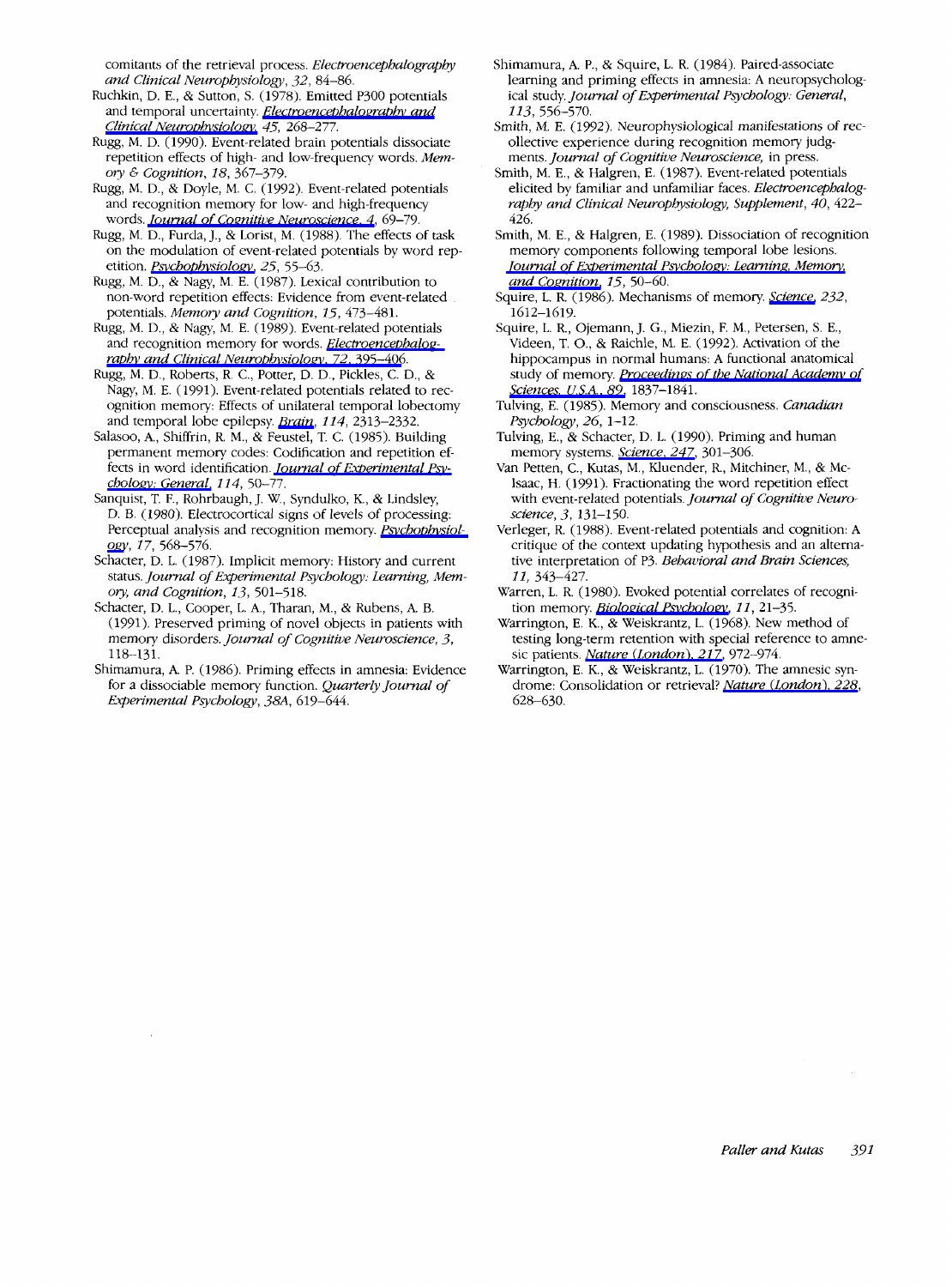comitants of the retrieval process. *Electroencephalography and Clinical Neurophysiology, 32*, 84–86.

Ruchkin, D. E., & Sutton, S. (1978). Emitted P300 potentials and temporal uncertainty. *Electroencephalography and Clinical Neurophysiology, 45*, 268–277.

Rugg, M. D. (1990). Event-related brain potentials dissociate repetition effects of high- and low-frequency words. *Memory & Cognition, 18*, 367–379.

Rugg, M. D., & Doyle, M. C. (1992). Event-related potentials and recognition memory for low- and high-frequency words. *Journal of Cognitive Neuroscience, 4*, 69–79.

Rugg, M. D., Furda, J., & Lorist, M. (1988). The effects of task on the modulation of event-related potentials by word repetition. *Psychophysiology, 25*, 55–63.

Rugg, M. D., & Nagy, M. E. (1987). Lexical contribution to non-word repetition effects: Evidence from event-related potentials. *Memory and Cognition, 15*, 473–481.

Rugg, M. D., & Nagy, M. E. (1989). Event-related potentials and recognition memory for words. *Electroencephalography and Clinical Neurophysiology, 72*, 395–406.

Rugg, M. D., Roberts, R. C., Potter, D. D., Pickles, C. D., & Nagy, M. E. (1991). Event-related potentials related to recognition memory: Effects of unilateral temporal lobectomy and temporal lobe epilepsy. *Brain, 114*, 2313–2332.

Salasoo, A., Shiffrin, R. M., & Feustel, T. C. (1985). Building permanent memory codes: Codification and repetition effects in word identification. *Journal of Experimental Psychology: General, 114*, 50–77.

Sanquist, T. F., Rohrbaugh, J. W., Syndulko, K., & Lindsley, D. B. (1980). Electrocortical signs of levels of processing: Perceptual analysis and recognition memory. *Psychophysiology, 17*, 568–576.

Schacter, D. L. (1987). Implicit memory: History and current status. *Journal of Experimental Psychology: Learning, Memory, and Cognition, 13*, 501–518.

Schacter, D. L., Cooper, L. A., Tharan, M., & Rubens, A. B. (1991). Preserved priming of novel objects in patients with memory disorders. *Journal of Cognitive Neuroscience, 3*, 118–131.

Shimamura, A. P. (1986). Priming effects in amnesia: Evidence for a dissociable memory function. *Quarterly Journal of Experimental Psychology, 38A*, 619–644.

Shimamura, A. P., & Squire, L. R. (1984). Paired-associate learning and priming effects in amnesia: A neuropsychological study. *Journal of Experimental Psychology: General, 113*, 556–570.

Smith, M. E. (1992). Neurophysiological manifestations of recollective experience during recognition memory judgments. *Journal of Cognitive Neuroscience,* in press.

Smith, M. E., & Halgren, E. (1987). Event-related potentials elicited by familiar and unfamiliar faces. *Electroencephalography and Clinical Neurophysiology, Supplement, 40*, 422–426.

Smith, M. E., & Halgren, E. (1989). Dissociation of recognition memory components following temporal lobe lesions. *Journal of Experimental Psychology: Learning, Memory, and Cognition, 15*, 50–60.

Squire, L. R. (1986). Mechanisms of memory. *Science, 232*, 1612–1619.

Squire, L. R., Ojemann, J. G., Miezin, F. M., Petersen, S. E., Videen, T. O., & Raichle, M. E. (1992). Activation of the hippocampus in normal humans: A functional anatomical study of memory. *Proceedings of the National Academy of Sciences, U.S.A., 89*, 1837–1841.

Tulving, E. (1985). Memory and consciousness. *Canadian Psychology, 26*, 1–12.

Tulving, E., & Schacter, D. L. (1990). Priming and human memory systems. *Science, 247*, 301–306.

Van Petten, C., Kutas, M., Kluender, R., Mitchiner, M., & McIsaac, H. (1991). Fractionating the word repetition effect with event-related potentials. *Journal of Cognitive Neuroscience, 3*, 131–150.

Verleger, R. (1988). Event-related potentials and cognition: A critique of the context updating hypothesis and an alternative interpretation of P3. *Behavioral and Brain Sciences, 11*, 343–427.

Warren, L. R. (1980). Evoked potential correlates of recognition memory. *Biological Psychology, 11*, 21–35.

Warrington, E. K., & Weiskrantz, L. (1968). New method of testing long-term retention with special reference to amnesic patients. *Nature (London), 217*, 972–974.

Warrington, E. K., & Weiskrantz, L. (1970). The amnesic syndrome: Consolidation or retrieval? *Nature (London), 228*, 628–630.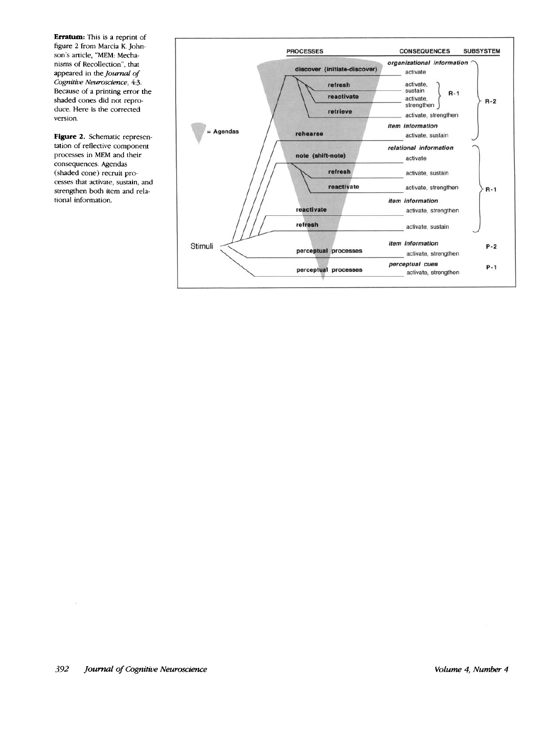**Erratum:** This is a reprint of figure 2 from Marcia K. Johnson's article, "MEM: Mechanisms of Recollection", that appeared in the *Journal of Cognitive Neuroscience*, 4:3. Because of a printing error the shaded cones did not reproduce. Here is the corrected version.

**Figure 2.** Schematic representation of reflective component processes in MEM and their consequences. Agendas (shaded cone) recruit processes that activate, sustain, and strengthen both item and relational information.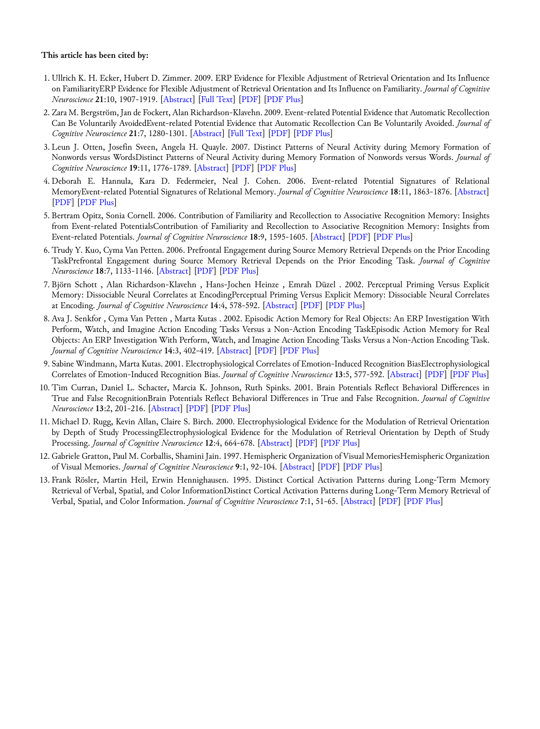**This article has been cited by:**

1. Ullrich K. H. Ecker, Hubert D. Zimmer. 2009. ERP Evidence for Flexible Adjustment of Retrieval Orientation and Its Influence on FamiliarityERP Evidence for Flexible Adjustment of Retrieval Orientation and Its Influence on Familiarity. *Journal of Cognitive Neuroscience* **21**:10, 1907-1919. [Abstract] [Full Text] [PDF] [PDF Plus]
2. Zara M. Bergström, Jan de Fockert, Alan Richardson-Klavehn. 2009. Event-related Potential Evidence that Automatic Recollection Can Be Voluntarily AvoidedEvent-related Potential Evidence that Automatic Recollection Can Be Voluntarily Avoided. *Journal of Cognitive Neuroscience* **21**:7, 1280-1301. [Abstract] [Full Text] [PDF] [PDF Plus]
3. Leun J. Otten, Josefin Sveen, Angela H. Quayle. 2007. Distinct Patterns of Neural Activity during Memory Formation of Nonwords versus WordsDistinct Patterns of Neural Activity during Memory Formation of Nonwords versus Words. *Journal of Cognitive Neuroscience* **19**:11, 1776-1789. [Abstract] [PDF] [PDF Plus]
4. Deborah E. Hannula, Kara D. Federmeier, Neal J. Cohen. 2006. Event-related Potential Signatures of Relational MemoryEvent-related Potential Signatures of Relational Memory. *Journal of Cognitive Neuroscience* **18**:11, 1863-1876. [Abstract] [PDF] [PDF Plus]
5. Bertram Opitz, Sonia Cornell. 2006. Contribution of Familiarity and Recollection to Associative Recognition Memory: Insights from Event-related PotentialsContribution of Familiarity and Recollection to Associative Recognition Memory: Insights from Event-related Potentials. *Journal of Cognitive Neuroscience* **18**:9, 1595-1605. [Abstract] [PDF] [PDF Plus]
6. Trudy Y. Kuo, Cyma Van Petten. 2006. Prefrontal Engagement during Source Memory Retrieval Depends on the Prior Encoding TaskPrefrontal Engagement during Source Memory Retrieval Depends on the Prior Encoding Task. *Journal of Cognitive Neuroscience* **18**:7, 1133-1146. [Abstract] [PDF] [PDF Plus]
7. Björn Schott , Alan Richardson-Klavehn , Hans-Jochen Heinze , Emrah Düzel . 2002. Perceptual Priming Versus Explicit Memory: Dissociable Neural Correlates at EncodingPerceptual Priming Versus Explicit Memory: Dissociable Neural Correlates at Encoding. *Journal of Cognitive Neuroscience* **14**:4, 578-592. [Abstract] [PDF] [PDF Plus]
8. Ava J. Senkfor , Cyma Van Petten , Marta Kutas . 2002. Episodic Action Memory for Real Objects: An ERP Investigation With Perform, Watch, and Imagine Action Encoding Tasks Versus a Non-Action Encoding TaskEpisodic Action Memory for Real Objects: An ERP Investigation With Perform, Watch, and Imagine Action Encoding Tasks Versus a Non-Action Encoding Task. *Journal of Cognitive Neuroscience* **14**:3, 402-419. [Abstract] [PDF] [PDF Plus]
9. Sabine Windmann, Marta Kutas. 2001. Electrophysiological Correlates of Emotion-Induced Recognition BiasElectrophysiological Correlates of Emotion-Induced Recognition Bias. *Journal of Cognitive Neuroscience* **13**:5, 577-592. [Abstract] [PDF] [PDF Plus]
10. Tim Curran, Daniel L. Schacter, Marcia K. Johnson, Ruth Spinks. 2001. Brain Potentials Reflect Behavioral Differences in True and False RecognitionBrain Potentials Reflect Behavioral Differences in True and False Recognition. *Journal of Cognitive Neuroscience* **13**:2, 201-216. [Abstract] [PDF] [PDF Plus]
11. Michael D. Rugg, Kevin Allan, Claire S. Birch. 2000. Electrophysiological Evidence for the Modulation of Retrieval Orientation by Depth of Study ProcessingElectrophysiological Evidence for the Modulation of Retrieval Orientation by Depth of Study Processing. *Journal of Cognitive Neuroscience* **12**:4, 664-678. [Abstract] [PDF] [PDF Plus]
12. Gabriele Gratton, Paul M. Corballis, Shamini Jain. 1997. Hemispheric Organization of Visual MemoriesHemispheric Organization of Visual Memories. *Journal of Cognitive Neuroscience* **9**:1, 92-104. [Abstract] [PDF] [PDF Plus]
13. Frank Rösler, Martin Heil, Erwin Hennighausen. 1995. Distinct Cortical Activation Patterns during Long-Term Memory Retrieval of Verbal, Spatial, and Color InformationDistinct Cortical Activation Patterns during Long-Term Memory Retrieval of Verbal, Spatial, and Color Information. *Journal of Cognitive Neuroscience* **7**:1, 51-65. [Abstract] [PDF] [PDF Plus]